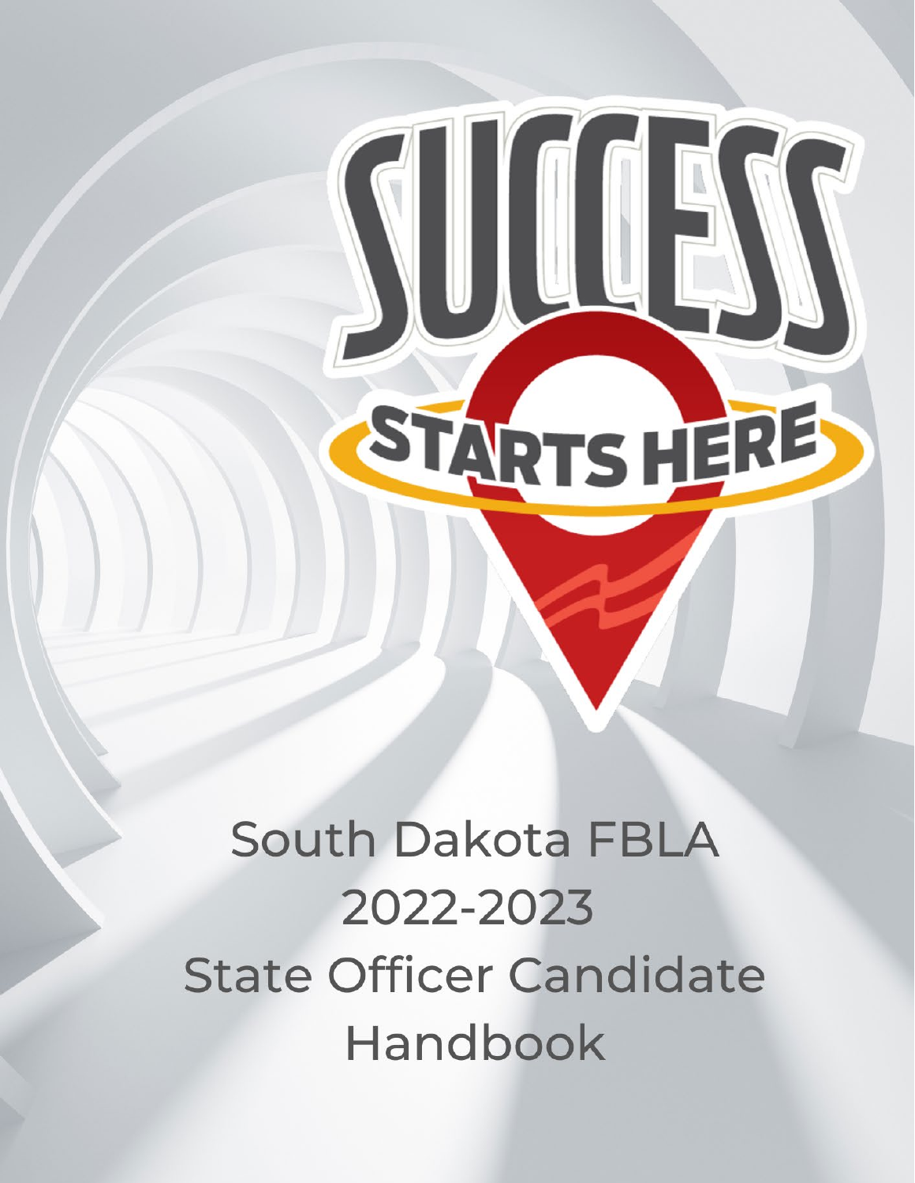# SUCCESS STARTS HERE

# South Dakota FBLA 2022-2023 State Officer Candidate Handbook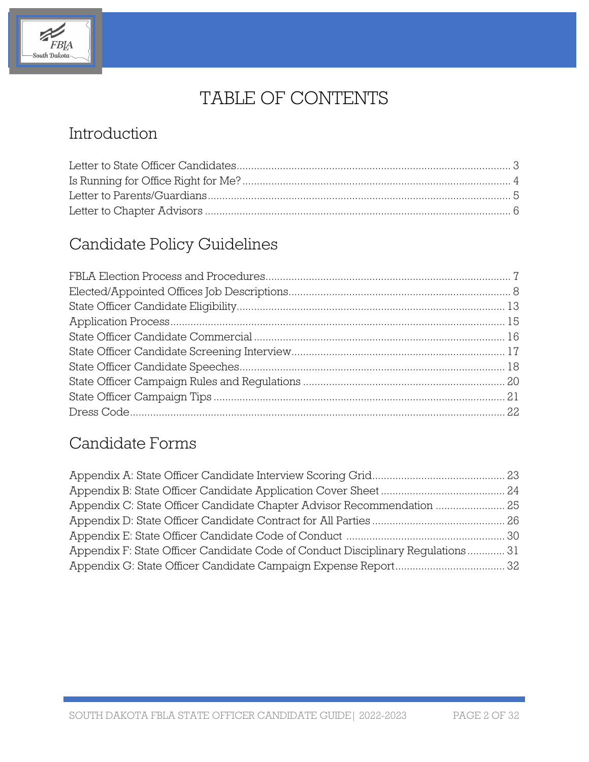# TABLE OF CONTENTS

## Introduction

Letter to State Officer Candidates .......... 3
Is Running for Office Right for Me? .......... 4
Letter to Parents/Guardians .......... 5
Letter to Chapter Advisors .......... 6

## Candidate Policy Guidelines

FBLA Election Process and Procedures .......... 7
Elected/Appointed Offices Job Descriptions .......... 8
State Officer Candidate Eligibility .......... 13
Application Process .......... 15
State Officer Candidate Commercial .......... 16
State Officer Candidate Screening Interview .......... 17
State Officer Candidate Speeches .......... 18
State Officer Campaign Rules and Regulations .......... 20
State Officer Campaign Tips .......... 21
Dress Code .......... 22

## Candidate Forms

Appendix A: State Officer Candidate Interview Scoring Grid .......... 23
Appendix B: State Officer Candidate Application Cover Sheet .......... 24
Appendix C: State Officer Candidate Chapter Advisor Recommendation .......... 25
Appendix D: State Officer Candidate Contract for All Parties .......... 26
Appendix E: State Officer Candidate Code of Conduct .......... 30
Appendix F: State Officer Candidate Code of Conduct Disciplinary Regulations .......... 31
Appendix G: State Officer Candidate Campaign Expense Report .......... 32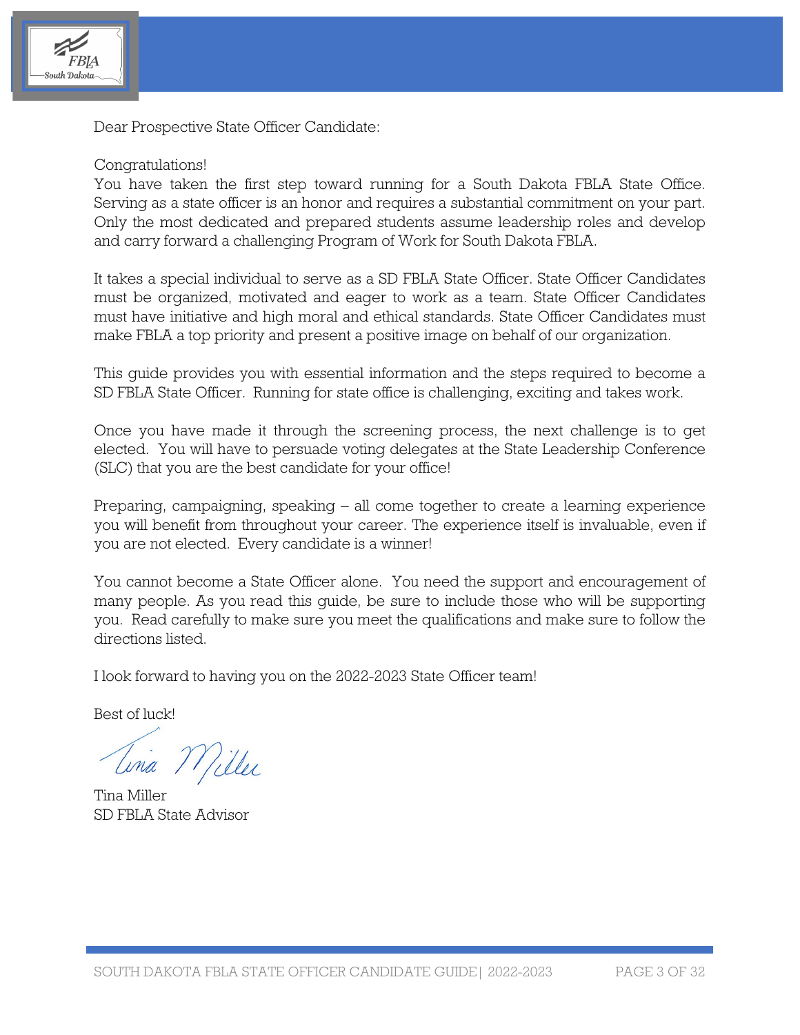Dear Prospective State Officer Candidate:

Congratulations!
You have taken the first step toward running for a South Dakota FBLA State Office. Serving as a state officer is an honor and requires a substantial commitment on your part. Only the most dedicated and prepared students assume leadership roles and develop and carry forward a challenging Program of Work for South Dakota FBLA.

It takes a special individual to serve as a SD FBLA State Officer. State Officer Candidates must be organized, motivated and eager to work as a team. State Officer Candidates must have initiative and high moral and ethical standards. State Officer Candidates must make FBLA a top priority and present a positive image on behalf of our organization.

This guide provides you with essential information and the steps required to become a SD FBLA State Officer. Running for state office is challenging, exciting and takes work.

Once you have made it through the screening process, the next challenge is to get elected. You will have to persuade voting delegates at the State Leadership Conference (SLC) that you are the best candidate for your office!

Preparing, campaigning, speaking – all come together to create a learning experience you will benefit from throughout your career. The experience itself is invaluable, even if you are not elected. Every candidate is a winner!

You cannot become a State Officer alone. You need the support and encouragement of many people. As you read this guide, be sure to include those who will be supporting you. Read carefully to make sure you meet the qualifications and make sure to follow the directions listed.

I look forward to having you on the 2022-2023 State Officer team!

Best of luck!

Tina Miller
SD FBLA State Advisor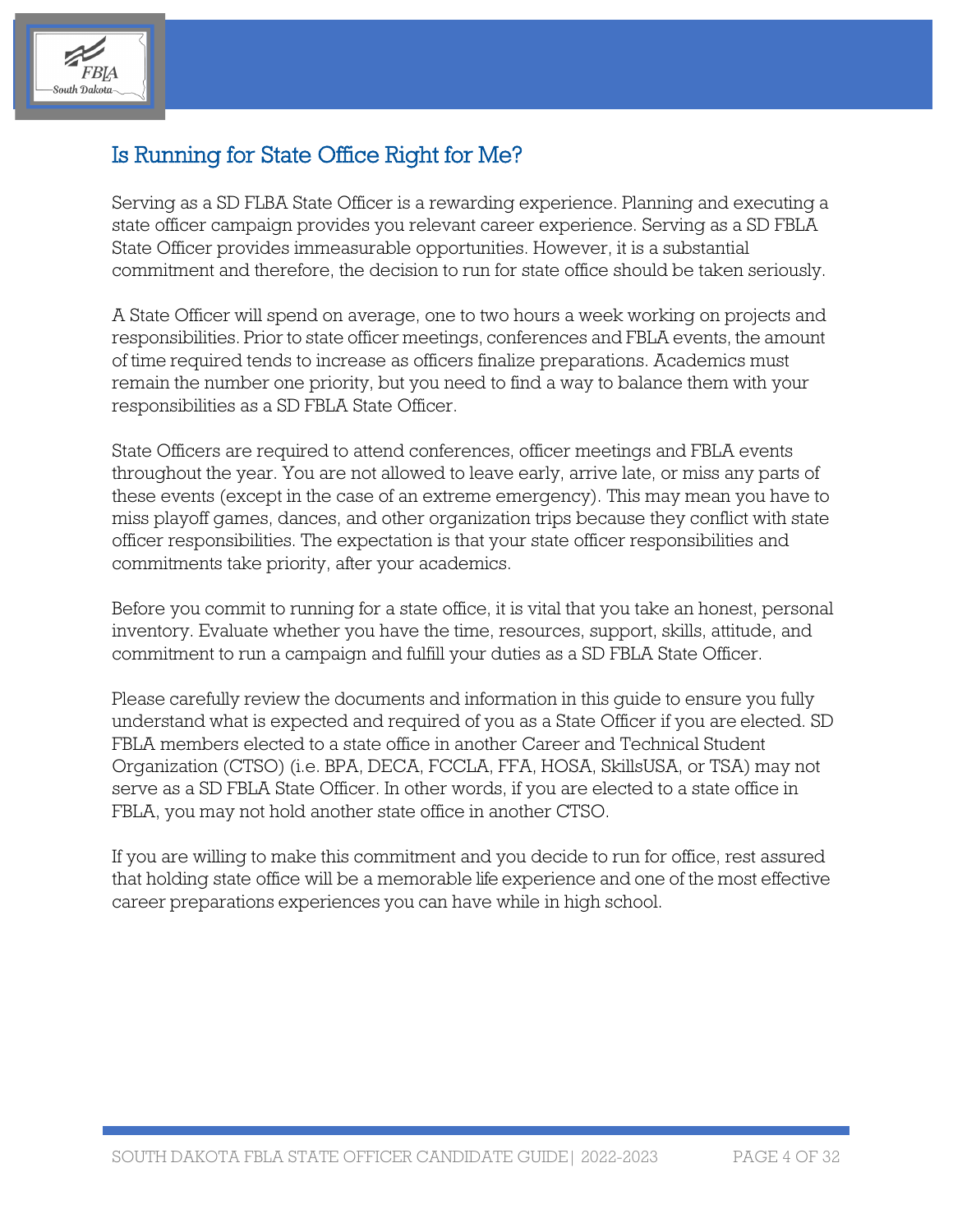## Is Running for State Office Right for Me?

Serving as a SD FLBA State Officer is a rewarding experience. Planning and executing a state officer campaign provides you relevant career experience. Serving as a SD FBLA State Officer provides immeasurable opportunities. However, it is a substantial commitment and therefore, the decision to run for state office should be taken seriously.

A State Officer will spend on average, one to two hours a week working on projects and responsibilities. Prior to state officer meetings, conferences and FBLA events, the amount of time required tends to increase as officers finalize preparations. Academics must remain the number one priority, but you need to find a way to balance them with your responsibilities as a SD FBLA State Officer.

State Officers are required to attend conferences, officer meetings and FBLA events throughout the year. You are not allowed to leave early, arrive late, or miss any parts of these events (except in the case of an extreme emergency). This may mean you have to miss playoff games, dances, and other organization trips because they conflict with state officer responsibilities. The expectation is that your state officer responsibilities and commitments take priority, after your academics.

Before you commit to running for a state office, it is vital that you take an honest, personal inventory. Evaluate whether you have the time, resources, support, skills, attitude, and commitment to run a campaign and fulfill your duties as a SD FBLA State Officer.

Please carefully review the documents and information in this guide to ensure you fully understand what is expected and required of you as a State Officer if you are elected. SD FBLA members elected to a state office in another Career and Technical Student Organization (CTSO) (i.e. BPA, DECA, FCCLA, FFA, HOSA, SkillsUSA, or TSA) may not serve as a SD FBLA State Officer. In other words, if you are elected to a state office in FBLA, you may not hold another state office in another CTSO.

If you are willing to make this commitment and you decide to run for office, rest assured that holding state office will be a memorable life experience and one of the most effective career preparations experiences you can have while in high school.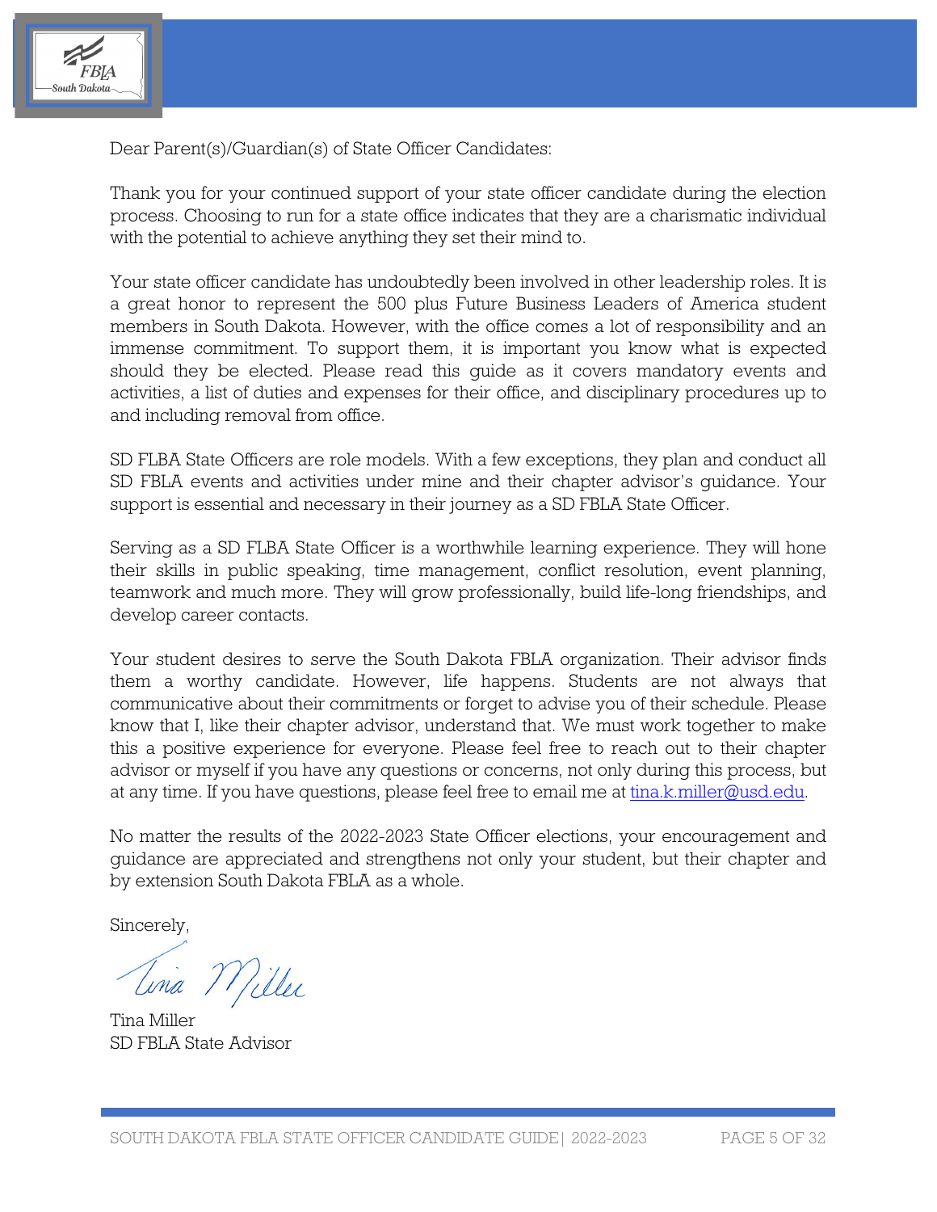Dear Parent(s)/Guardian(s) of State Officer Candidates:

Thank you for your continued support of your state officer candidate during the election process. Choosing to run for a state office indicates that they are a charismatic individual with the potential to achieve anything they set their mind to.

Your state officer candidate has undoubtedly been involved in other leadership roles. It is a great honor to represent the 500 plus Future Business Leaders of America student members in South Dakota. However, with the office comes a lot of responsibility and an immense commitment. To support them, it is important you know what is expected should they be elected. Please read this guide as it covers mandatory events and activities, a list of duties and expenses for their office, and disciplinary procedures up to and including removal from office.

SD FLBA State Officers are role models. With a few exceptions, they plan and conduct all SD FBLA events and activities under mine and their chapter advisor's guidance. Your support is essential and necessary in their journey as a SD FBLA State Officer.

Serving as a SD FLBA State Officer is a worthwhile learning experience. They will hone their skills in public speaking, time management, conflict resolution, event planning, teamwork and much more. They will grow professionally, build life-long friendships, and develop career contacts.

Your student desires to serve the South Dakota FBLA organization. Their advisor finds them a worthy candidate. However, life happens. Students are not always that communicative about their commitments or forget to advise you of their schedule. Please know that I, like their chapter advisor, understand that. We must work together to make this a positive experience for everyone. Please feel free to reach out to their chapter advisor or myself if you have any questions or concerns, not only during this process, but at any time. If you have questions, please feel free to email me at tina.k.miller@usd.edu.

No matter the results of the 2022-2023 State Officer elections, your encouragement and guidance are appreciated and strengthens not only your student, but their chapter and by extension South Dakota FBLA as a whole.

Sincerely,

Tina Miller

Tina Miller
SD FBLA State Advisor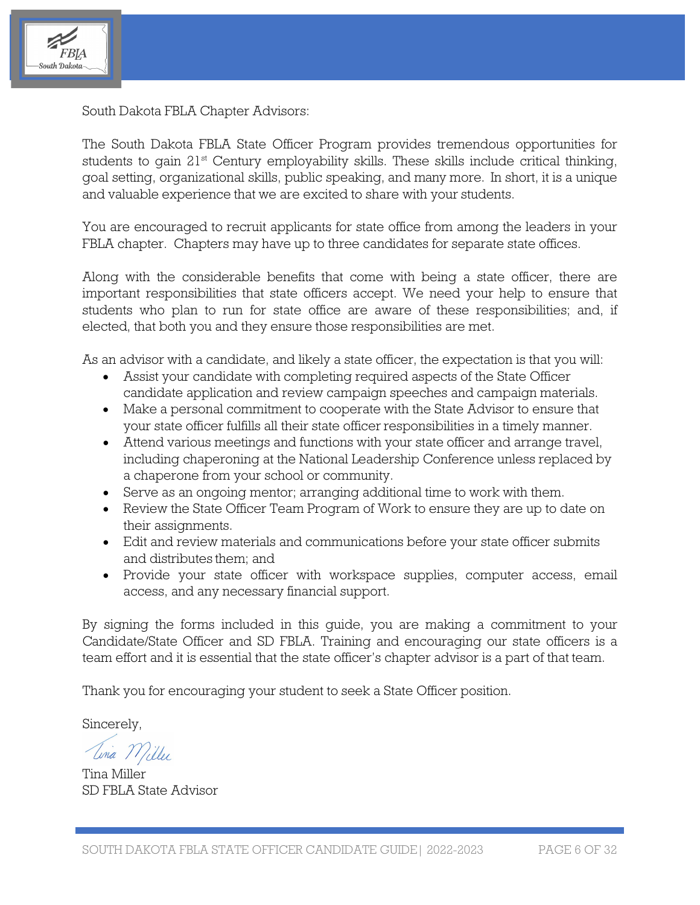South Dakota FBLA Chapter Advisors:

The South Dakota FBLA State Officer Program provides tremendous opportunities for students to gain 21st Century employability skills. These skills include critical thinking, goal setting, organizational skills, public speaking, and many more. In short, it is a unique and valuable experience that we are excited to share with your students.

You are encouraged to recruit applicants for state office from among the leaders in your FBLA chapter. Chapters may have up to three candidates for separate state offices.

Along with the considerable benefits that come with being a state officer, there are important responsibilities that state officers accept. We need your help to ensure that students who plan to run for state office are aware of these responsibilities; and, if elected, that both you and they ensure those responsibilities are met.

As an advisor with a candidate, and likely a state officer, the expectation is that you will:

- Assist your candidate with completing required aspects of the State Officer candidate application and review campaign speeches and campaign materials.
- Make a personal commitment to cooperate with the State Advisor to ensure that your state officer fulfills all their state officer responsibilities in a timely manner.
- Attend various meetings and functions with your state officer and arrange travel, including chaperoning at the National Leadership Conference unless replaced by a chaperone from your school or community.
- Serve as an ongoing mentor; arranging additional time to work with them.
- Review the State Officer Team Program of Work to ensure they are up to date on their assignments.
- Edit and review materials and communications before your state officer submits and distributes them; and
- Provide your state officer with workspace supplies, computer access, email access, and any necessary financial support.

By signing the forms included in this guide, you are making a commitment to your Candidate/State Officer and SD FBLA. Training and encouraging our state officers is a team effort and it is essential that the state officer's chapter advisor is a part of that team.

Thank you for encouraging your student to seek a State Officer position.

Sincerely,

Tina Miller

Tina Miller
SD FBLA State Advisor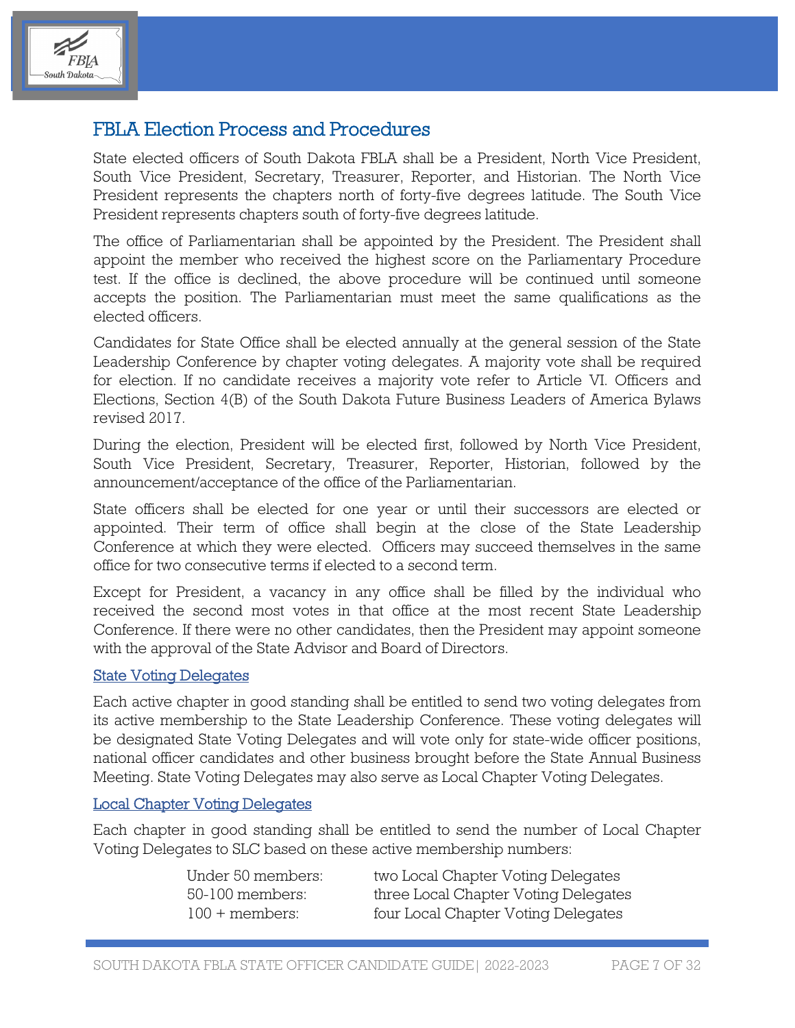## FBLA Election Process and Procedures

State elected officers of South Dakota FBLA shall be a President, North Vice President, South Vice President, Secretary, Treasurer, Reporter, and Historian. The North Vice President represents the chapters north of forty-five degrees latitude. The South Vice President represents chapters south of forty-five degrees latitude.

The office of Parliamentarian shall be appointed by the President. The President shall appoint the member who received the highest score on the Parliamentary Procedure test. If the office is declined, the above procedure will be continued until someone accepts the position. The Parliamentarian must meet the same qualifications as the elected officers.

Candidates for State Office shall be elected annually at the general session of the State Leadership Conference by chapter voting delegates. A majority vote shall be required for election. If no candidate receives a majority vote refer to Article VI. Officers and Elections, Section 4(B) of the South Dakota Future Business Leaders of America Bylaws revised 2017.

During the election, President will be elected first, followed by North Vice President, South Vice President, Secretary, Treasurer, Reporter, Historian, followed by the announcement/acceptance of the office of the Parliamentarian.

State officers shall be elected for one year or until their successors are elected or appointed. Their term of office shall begin at the close of the State Leadership Conference at which they were elected. Officers may succeed themselves in the same office for two consecutive terms if elected to a second term.

Except for President, a vacancy in any office shall be filled by the individual who received the second most votes in that office at the most recent State Leadership Conference. If there were no other candidates, then the President may appoint someone with the approval of the State Advisor and Board of Directors.

### State Voting Delegates

Each active chapter in good standing shall be entitled to send two voting delegates from its active membership to the State Leadership Conference. These voting delegates will be designated State Voting Delegates and will vote only for state-wide officer positions, national officer candidates and other business brought before the State Annual Business Meeting. State Voting Delegates may also serve as Local Chapter Voting Delegates.

### Local Chapter Voting Delegates

Each chapter in good standing shall be entitled to send the number of Local Chapter Voting Delegates to SLC based on these active membership numbers:

| Membership | Delegates |
|---|---|
| Under 50 members: | two Local Chapter Voting Delegates |
| 50-100 members: | three Local Chapter Voting Delegates |
| 100 + members: | four Local Chapter Voting Delegates |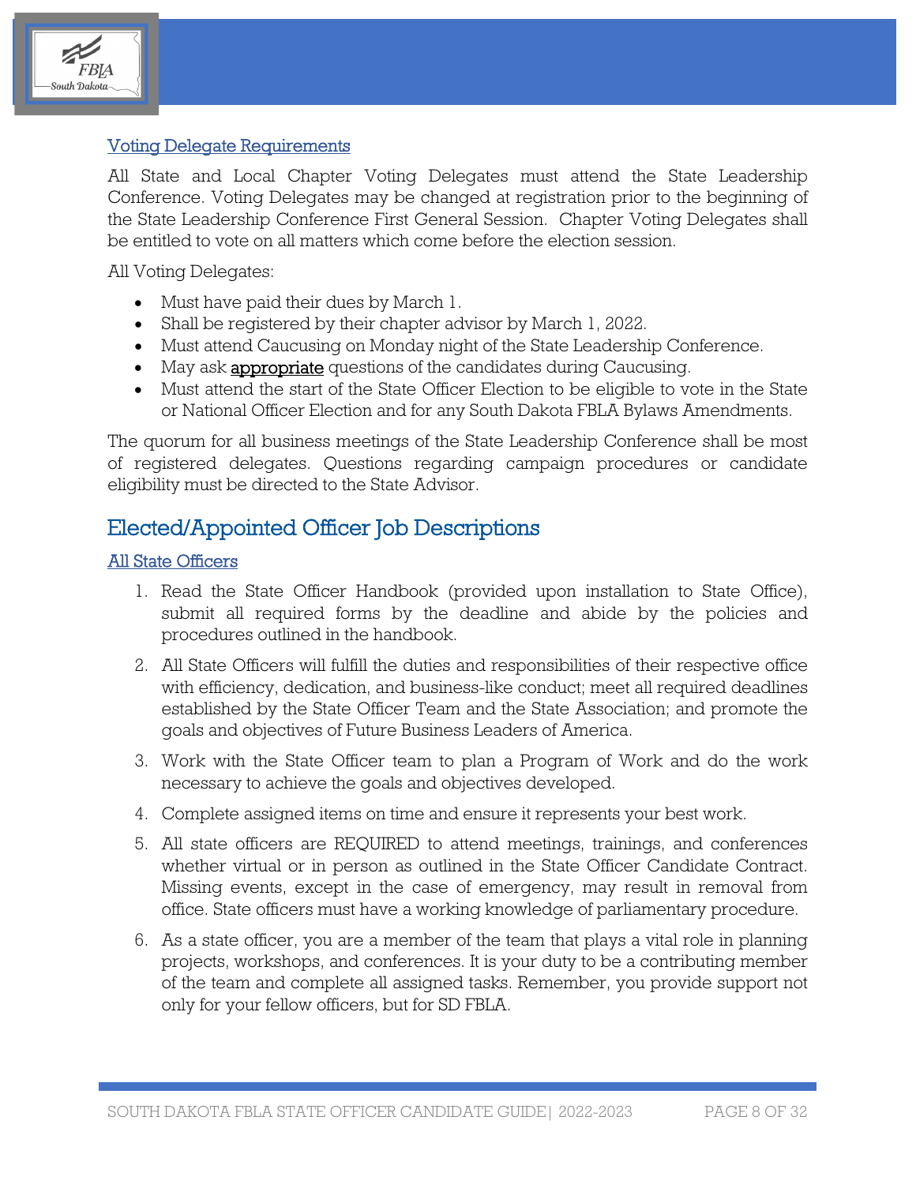### Voting Delegate Requirements

All State and Local Chapter Voting Delegates must attend the State Leadership Conference. Voting Delegates may be changed at registration prior to the beginning of the State Leadership Conference First General Session. Chapter Voting Delegates shall be entitled to vote on all matters which come before the election session.

All Voting Delegates:

- Must have paid their dues by March 1.
- Shall be registered by their chapter advisor by March 1, 2022.
- Must attend Caucusing on Monday night of the State Leadership Conference.
- May ask **appropriate** questions of the candidates during Caucusing.
- Must attend the start of the State Officer Election to be eligible to vote in the State or National Officer Election and for any South Dakota FBLA Bylaws Amendments.

The quorum for all business meetings of the State Leadership Conference shall be most of registered delegates. Questions regarding campaign procedures or candidate eligibility must be directed to the State Advisor.

## Elected/Appointed Officer Job Descriptions

### All State Officers

1. Read the State Officer Handbook (provided upon installation to State Office), submit all required forms by the deadline and abide by the policies and procedures outlined in the handbook.
2. All State Officers will fulfill the duties and responsibilities of their respective office with efficiency, dedication, and business-like conduct; meet all required deadlines established by the State Officer Team and the State Association; and promote the goals and objectives of Future Business Leaders of America.
3. Work with the State Officer team to plan a Program of Work and do the work necessary to achieve the goals and objectives developed.
4. Complete assigned items on time and ensure it represents your best work.
5. All state officers are REQUIRED to attend meetings, trainings, and conferences whether virtual or in person as outlined in the State Officer Candidate Contract. Missing events, except in the case of emergency, may result in removal from office. State officers must have a working knowledge of parliamentary procedure.
6. As a state officer, you are a member of the team that plays a vital role in planning projects, workshops, and conferences. It is your duty to be a contributing member of the team and complete all assigned tasks. Remember, you provide support not only for your fellow officers, but for SD FBLA.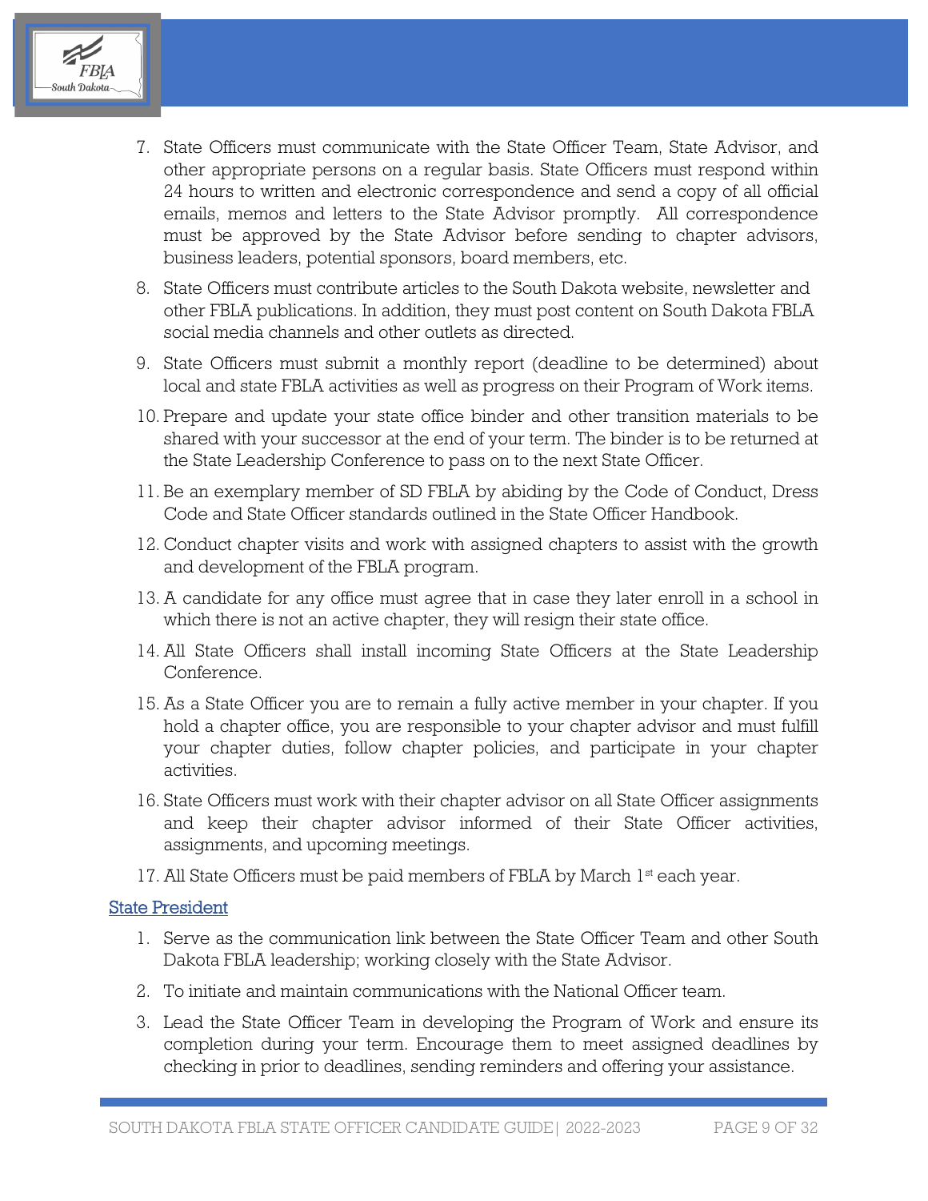7. State Officers must communicate with the State Officer Team, State Advisor, and other appropriate persons on a regular basis. State Officers must respond within 24 hours to written and electronic correspondence and send a copy of all official emails, memos and letters to the State Advisor promptly. All correspondence must be approved by the State Advisor before sending to chapter advisors, business leaders, potential sponsors, board members, etc.
8. State Officers must contribute articles to the South Dakota website, newsletter and other FBLA publications. In addition, they must post content on South Dakota FBLA social media channels and other outlets as directed.
9. State Officers must submit a monthly report (deadline to be determined) about local and state FBLA activities as well as progress on their Program of Work items.
10. Prepare and update your state office binder and other transition materials to be shared with your successor at the end of your term. The binder is to be returned at the State Leadership Conference to pass on to the next State Officer.
11. Be an exemplary member of SD FBLA by abiding by the Code of Conduct, Dress Code and State Officer standards outlined in the State Officer Handbook.
12. Conduct chapter visits and work with assigned chapters to assist with the growth and development of the FBLA program.
13. A candidate for any office must agree that in case they later enroll in a school in which there is not an active chapter, they will resign their state office.
14. All State Officers shall install incoming State Officers at the State Leadership Conference.
15. As a State Officer you are to remain a fully active member in your chapter. If you hold a chapter office, you are responsible to your chapter advisor and must fulfill your chapter duties, follow chapter policies, and participate in your chapter activities.
16. State Officers must work with their chapter advisor on all State Officer assignments and keep their chapter advisor informed of their State Officer activities, assignments, and upcoming meetings.
17. All State Officers must be paid members of FBLA by March 1st each year.

## State President

1. Serve as the communication link between the State Officer Team and other South Dakota FBLA leadership; working closely with the State Advisor.
2. To initiate and maintain communications with the National Officer team.
3. Lead the State Officer Team in developing the Program of Work and ensure its completion during your term. Encourage them to meet assigned deadlines by checking in prior to deadlines, sending reminders and offering your assistance.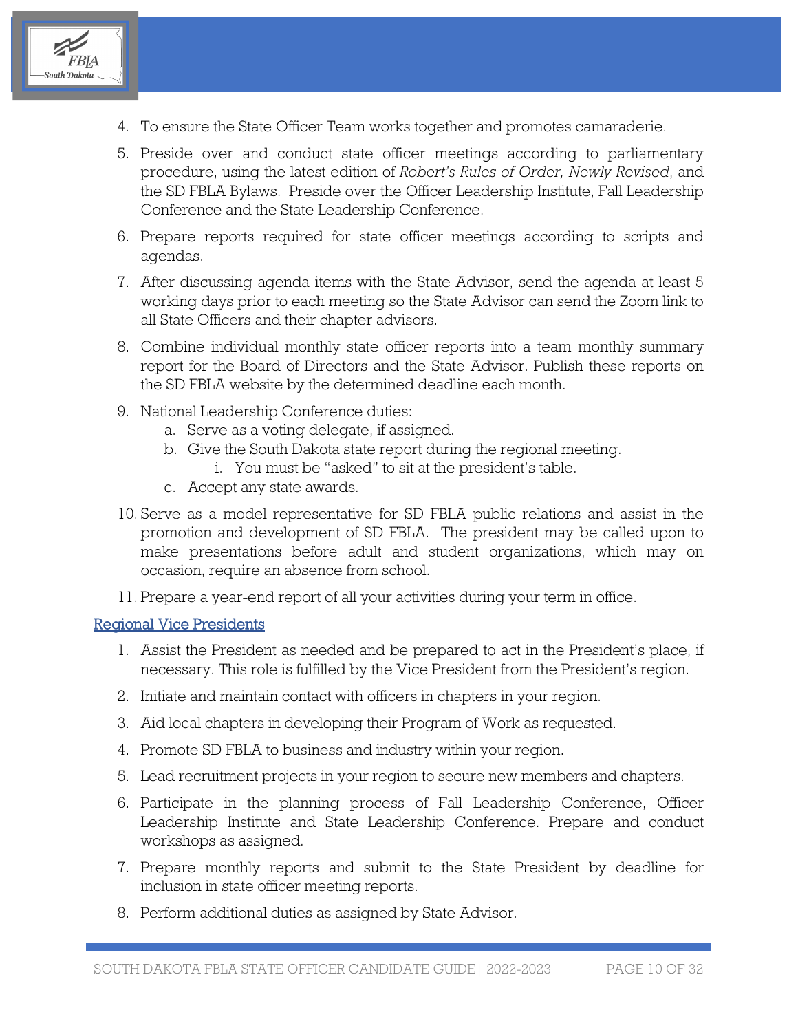4. To ensure the State Officer Team works together and promotes camaraderie.
5. Preside over and conduct state officer meetings according to parliamentary procedure, using the latest edition of *Robert's Rules of Order, Newly Revised*, and the SD FBLA Bylaws. Preside over the Officer Leadership Institute, Fall Leadership Conference and the State Leadership Conference.
6. Prepare reports required for state officer meetings according to scripts and agendas.
7. After discussing agenda items with the State Advisor, send the agenda at least 5 working days prior to each meeting so the State Advisor can send the Zoom link to all State Officers and their chapter advisors.
8. Combine individual monthly state officer reports into a team monthly summary report for the Board of Directors and the State Advisor. Publish these reports on the SD FBLA website by the determined deadline each month.
9. National Leadership Conference duties:
   a. Serve as a voting delegate, if assigned.
   b. Give the South Dakota state report during the regional meeting.
      i. You must be "asked" to sit at the president's table.
   c. Accept any state awards.
10. Serve as a model representative for SD FBLA public relations and assist in the promotion and development of SD FBLA. The president may be called upon to make presentations before adult and student organizations, which may on occasion, require an absence from school.
11. Prepare a year-end report of all your activities during your term in office.

## Regional Vice Presidents

1. Assist the President as needed and be prepared to act in the President's place, if necessary. This role is fulfilled by the Vice President from the President's region.
2. Initiate and maintain contact with officers in chapters in your region.
3. Aid local chapters in developing their Program of Work as requested.
4. Promote SD FBLA to business and industry within your region.
5. Lead recruitment projects in your region to secure new members and chapters.
6. Participate in the planning process of Fall Leadership Conference, Officer Leadership Institute and State Leadership Conference. Prepare and conduct workshops as assigned.
7. Prepare monthly reports and submit to the State President by deadline for inclusion in state officer meeting reports.
8. Perform additional duties as assigned by State Advisor.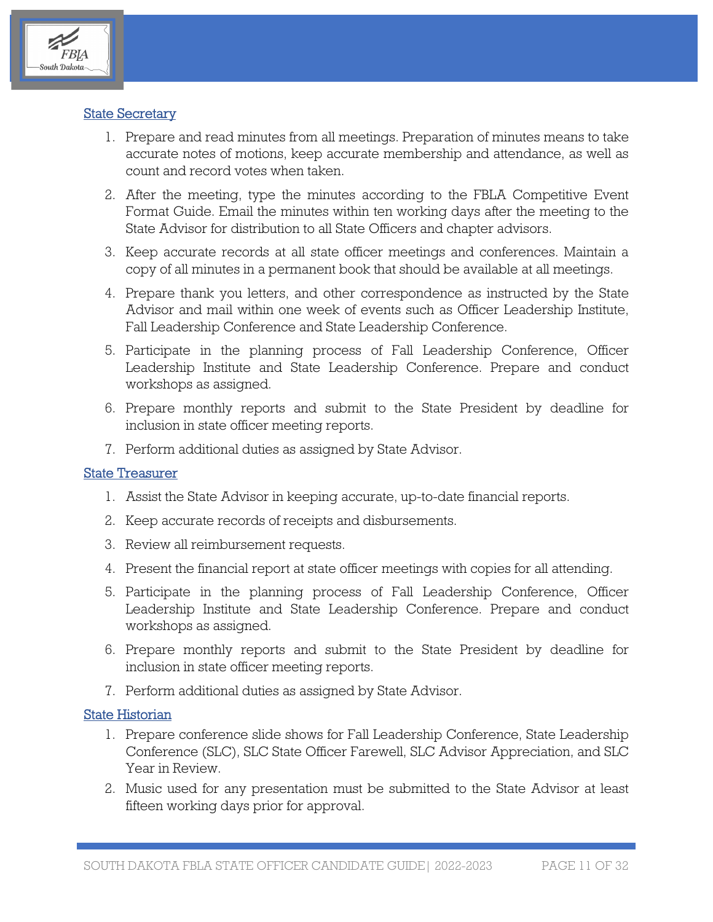### State Secretary

1. Prepare and read minutes from all meetings. Preparation of minutes means to take accurate notes of motions, keep accurate membership and attendance, as well as count and record votes when taken.
2. After the meeting, type the minutes according to the FBLA Competitive Event Format Guide. Email the minutes within ten working days after the meeting to the State Advisor for distribution to all State Officers and chapter advisors.
3. Keep accurate records at all state officer meetings and conferences. Maintain a copy of all minutes in a permanent book that should be available at all meetings.
4. Prepare thank you letters, and other correspondence as instructed by the State Advisor and mail within one week of events such as Officer Leadership Institute, Fall Leadership Conference and State Leadership Conference.
5. Participate in the planning process of Fall Leadership Conference, Officer Leadership Institute and State Leadership Conference. Prepare and conduct workshops as assigned.
6. Prepare monthly reports and submit to the State President by deadline for inclusion in state officer meeting reports.
7. Perform additional duties as assigned by State Advisor.

### State Treasurer

1. Assist the State Advisor in keeping accurate, up-to-date financial reports.
2. Keep accurate records of receipts and disbursements.
3. Review all reimbursement requests.
4. Present the financial report at state officer meetings with copies for all attending.
5. Participate in the planning process of Fall Leadership Conference, Officer Leadership Institute and State Leadership Conference. Prepare and conduct workshops as assigned.
6. Prepare monthly reports and submit to the State President by deadline for inclusion in state officer meeting reports.
7. Perform additional duties as assigned by State Advisor.

### State Historian

1. Prepare conference slide shows for Fall Leadership Conference, State Leadership Conference (SLC), SLC State Officer Farewell, SLC Advisor Appreciation, and SLC Year in Review.
2. Music used for any presentation must be submitted to the State Advisor at least fifteen working days prior for approval.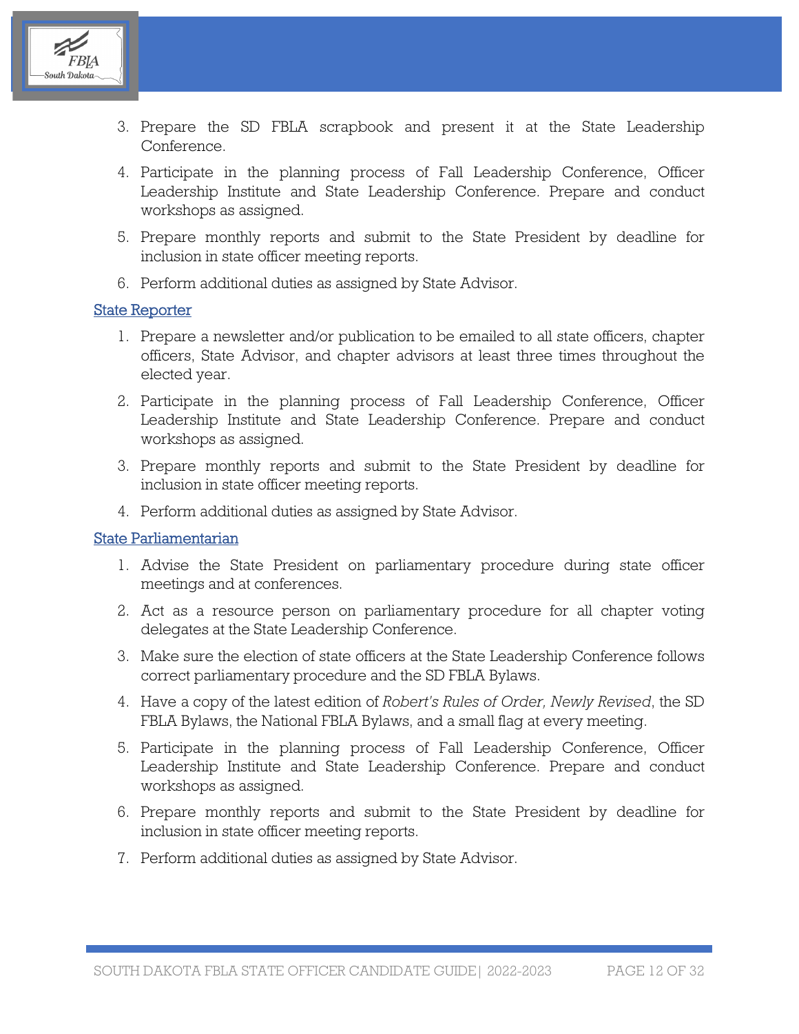3. Prepare the SD FBLA scrapbook and present it at the State Leadership Conference.
4. Participate in the planning process of Fall Leadership Conference, Officer Leadership Institute and State Leadership Conference. Prepare and conduct workshops as assigned.
5. Prepare monthly reports and submit to the State President by deadline for inclusion in state officer meeting reports.
6. Perform additional duties as assigned by State Advisor.

### State Reporter

1. Prepare a newsletter and/or publication to be emailed to all state officers, chapter officers, State Advisor, and chapter advisors at least three times throughout the elected year.
2. Participate in the planning process of Fall Leadership Conference, Officer Leadership Institute and State Leadership Conference. Prepare and conduct workshops as assigned.
3. Prepare monthly reports and submit to the State President by deadline for inclusion in state officer meeting reports.
4. Perform additional duties as assigned by State Advisor.

### State Parliamentarian

1. Advise the State President on parliamentary procedure during state officer meetings and at conferences.
2. Act as a resource person on parliamentary procedure for all chapter voting delegates at the State Leadership Conference.
3. Make sure the election of state officers at the State Leadership Conference follows correct parliamentary procedure and the SD FBLA Bylaws.
4. Have a copy of the latest edition of *Robert's Rules of Order, Newly Revised*, the SD FBLA Bylaws, the National FBLA Bylaws, and a small flag at every meeting.
5. Participate in the planning process of Fall Leadership Conference, Officer Leadership Institute and State Leadership Conference. Prepare and conduct workshops as assigned.
6. Prepare monthly reports and submit to the State President by deadline for inclusion in state officer meeting reports.
7. Perform additional duties as assigned by State Advisor.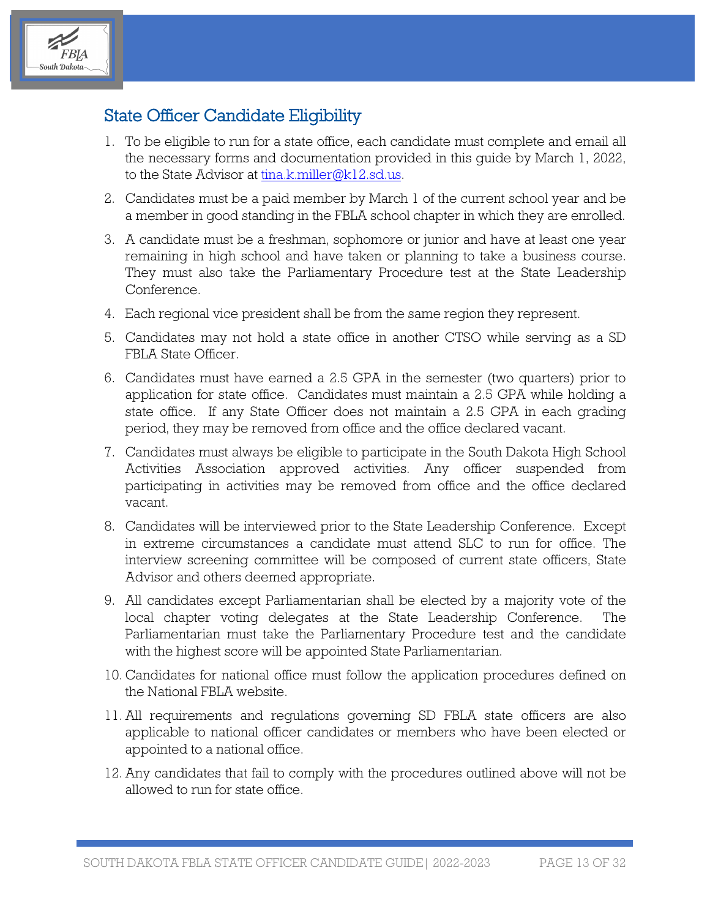## State Officer Candidate Eligibility

1. To be eligible to run for a state office, each candidate must complete and email all the necessary forms and documentation provided in this guide by March 1, 2022, to the State Advisor at [tina.k.miller@k12.sd.us](mailto:tina.k.miller@k12.sd.us).
2. Candidates must be a paid member by March 1 of the current school year and be a member in good standing in the FBLA school chapter in which they are enrolled.
3. A candidate must be a freshman, sophomore or junior and have at least one year remaining in high school and have taken or planning to take a business course. They must also take the Parliamentary Procedure test at the State Leadership Conference.
4. Each regional vice president shall be from the same region they represent.
5. Candidates may not hold a state office in another CTSO while serving as a SD FBLA State Officer.
6. Candidates must have earned a 2.5 GPA in the semester (two quarters) prior to application for state office. Candidates must maintain a 2.5 GPA while holding a state office. If any State Officer does not maintain a 2.5 GPA in each grading period, they may be removed from office and the office declared vacant.
7. Candidates must always be eligible to participate in the South Dakota High School Activities Association approved activities. Any officer suspended from participating in activities may be removed from office and the office declared vacant.
8. Candidates will be interviewed prior to the State Leadership Conference. Except in extreme circumstances a candidate must attend SLC to run for office. The interview screening committee will be composed of current state officers, State Advisor and others deemed appropriate.
9. All candidates except Parliamentarian shall be elected by a majority vote of the local chapter voting delegates at the State Leadership Conference. The Parliamentarian must take the Parliamentary Procedure test and the candidate with the highest score will be appointed State Parliamentarian.
10. Candidates for national office must follow the application procedures defined on the National FBLA website.
11. All requirements and regulations governing SD FBLA state officers are also applicable to national officer candidates or members who have been elected or appointed to a national office.
12. Any candidates that fail to comply with the procedures outlined above will not be allowed to run for state office.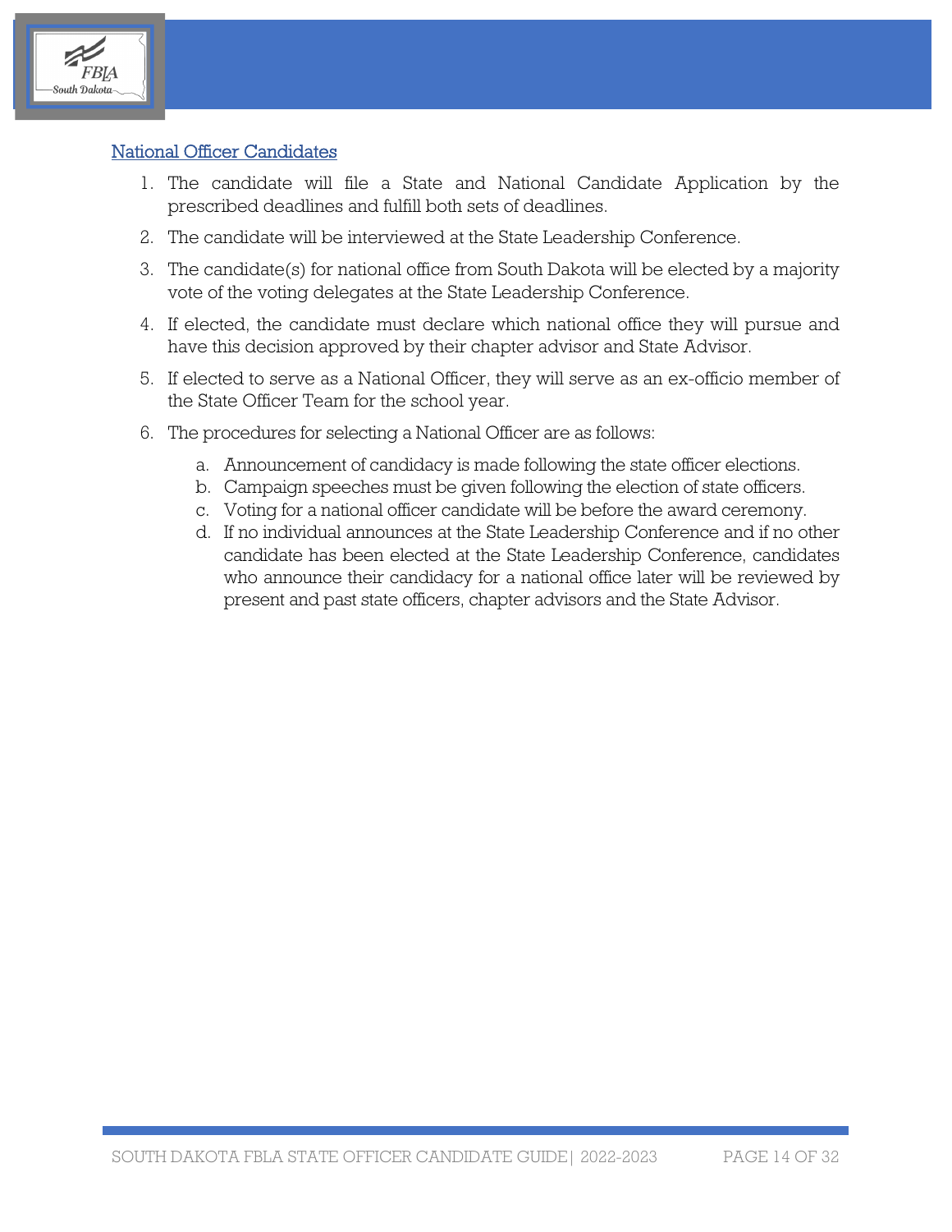## National Officer Candidates

1. The candidate will file a State and National Candidate Application by the prescribed deadlines and fulfill both sets of deadlines.
2. The candidate will be interviewed at the State Leadership Conference.
3. The candidate(s) for national office from South Dakota will be elected by a majority vote of the voting delegates at the State Leadership Conference.
4. If elected, the candidate must declare which national office they will pursue and have this decision approved by their chapter advisor and State Advisor.
5. If elected to serve as a National Officer, they will serve as an ex-officio member of the State Officer Team for the school year.
6. The procedures for selecting a National Officer are as follows:
    a. Announcement of candidacy is made following the state officer elections.
    b. Campaign speeches must be given following the election of state officers.
    c. Voting for a national officer candidate will be before the award ceremony.
    d. If no individual announces at the State Leadership Conference and if no other candidate has been elected at the State Leadership Conference, candidates who announce their candidacy for a national office later will be reviewed by present and past state officers, chapter advisors and the State Advisor.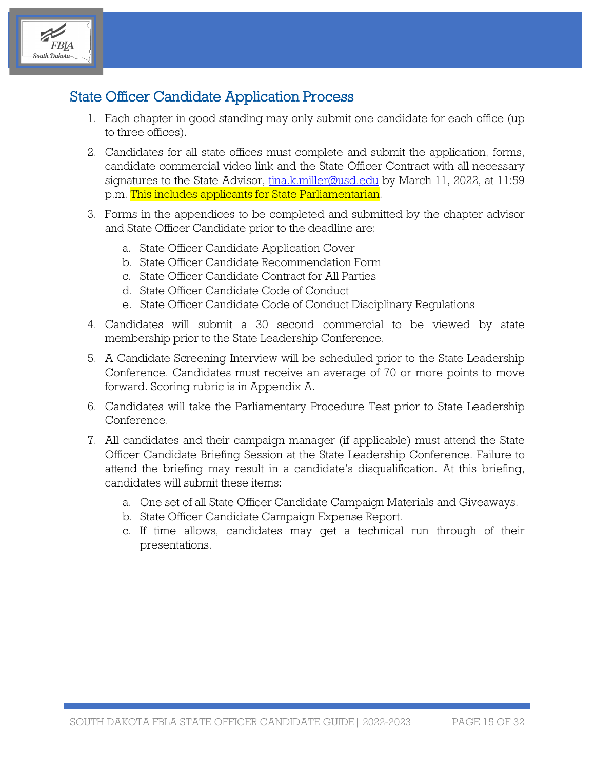## State Officer Candidate Application Process

1. Each chapter in good standing may only submit one candidate for each office (up to three offices).
2. Candidates for all state offices must complete and submit the application, forms, candidate commercial video link and the State Officer Contract with all necessary signatures to the State Advisor, tina.k.miller@usd.edu by March 11, 2022, at 11:59 p.m. This includes applicants for State Parliamentarian.
3. Forms in the appendices to be completed and submitted by the chapter advisor and State Officer Candidate prior to the deadline are:
   a. State Officer Candidate Application Cover
   b. State Officer Candidate Recommendation Form
   c. State Officer Candidate Contract for All Parties
   d. State Officer Candidate Code of Conduct
   e. State Officer Candidate Code of Conduct Disciplinary Regulations
4. Candidates will submit a 30 second commercial to be viewed by state membership prior to the State Leadership Conference.
5. A Candidate Screening Interview will be scheduled prior to the State Leadership Conference. Candidates must receive an average of 70 or more points to move forward. Scoring rubric is in Appendix A.
6. Candidates will take the Parliamentary Procedure Test prior to State Leadership Conference.
7. All candidates and their campaign manager (if applicable) must attend the State Officer Candidate Briefing Session at the State Leadership Conference. Failure to attend the briefing may result in a candidate's disqualification. At this briefing, candidates will submit these items:
   a. One set of all State Officer Candidate Campaign Materials and Giveaways.
   b. State Officer Candidate Campaign Expense Report.
   c. If time allows, candidates may get a technical run through of their presentations.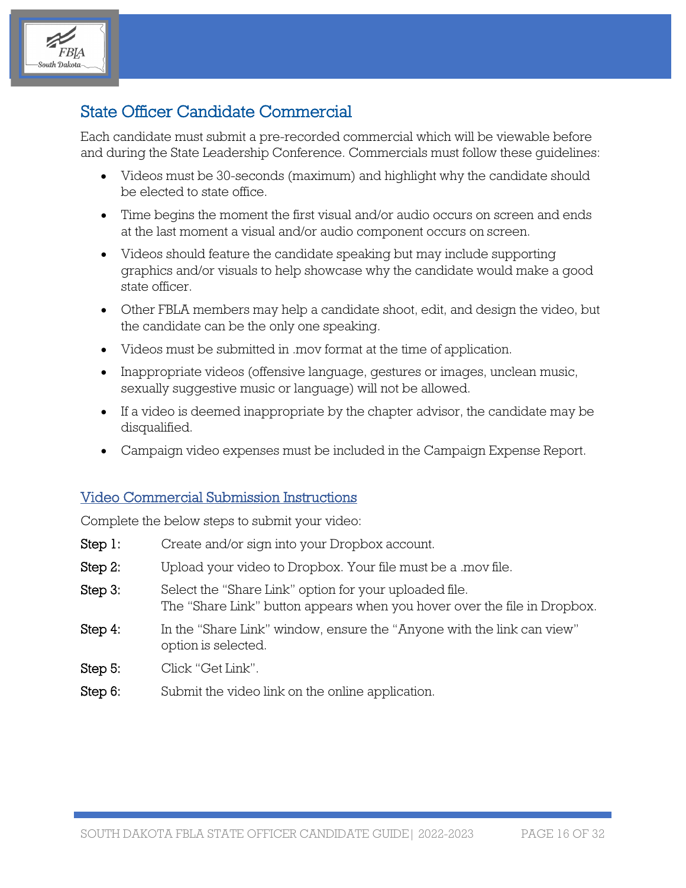## State Officer Candidate Commercial

Each candidate must submit a pre-recorded commercial which will be viewable before and during the State Leadership Conference. Commercials must follow these guidelines:

- Videos must be 30-seconds (maximum) and highlight why the candidate should be elected to state office.
- Time begins the moment the first visual and/or audio occurs on screen and ends at the last moment a visual and/or audio component occurs on screen.
- Videos should feature the candidate speaking but may include supporting graphics and/or visuals to help showcase why the candidate would make a good state officer.
- Other FBLA members may help a candidate shoot, edit, and design the video, but the candidate can be the only one speaking.
- Videos must be submitted in .mov format at the time of application.
- Inappropriate videos (offensive language, gestures or images, unclean music, sexually suggestive music or language) will not be allowed.
- If a video is deemed inappropriate by the chapter advisor, the candidate may be disqualified.
- Campaign video expenses must be included in the Campaign Expense Report.

### Video Commercial Submission Instructions

Complete the below steps to submit your video:

**Step 1:** Create and/or sign into your Dropbox account.

**Step 2:** Upload your video to Dropbox. Your file must be a .mov file.

**Step 3:** Select the "Share Link" option for your uploaded file.
The "Share Link" button appears when you hover over the file in Dropbox.

**Step 4:** In the "Share Link" window, ensure the "Anyone with the link can view" option is selected.

**Step 5:** Click "Get Link".

**Step 6:** Submit the video link on the online application.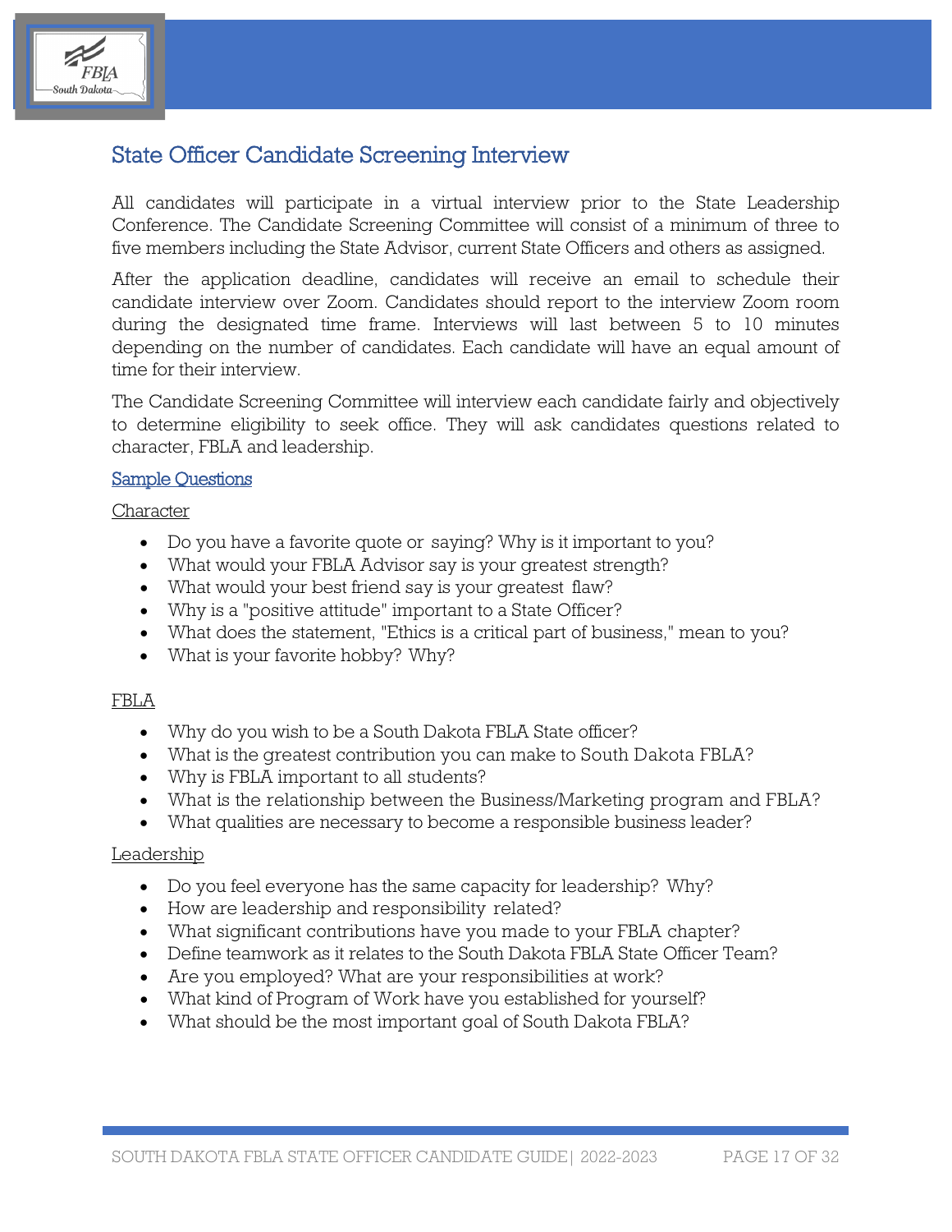## State Officer Candidate Screening Interview

All candidates will participate in a virtual interview prior to the State Leadership Conference. The Candidate Screening Committee will consist of a minimum of three to five members including the State Advisor, current State Officers and others as assigned.

After the application deadline, candidates will receive an email to schedule their candidate interview over Zoom. Candidates should report to the interview Zoom room during the designated time frame. Interviews will last between 5 to 10 minutes depending on the number of candidates. Each candidate will have an equal amount of time for their interview.

The Candidate Screening Committee will interview each candidate fairly and objectively to determine eligibility to seek office. They will ask candidates questions related to character, FBLA and leadership.

### Sample Questions

#### Character

- Do you have a favorite quote or saying? Why is it important to you?
- What would your FBLA Advisor say is your greatest strength?
- What would your best friend say is your greatest flaw?
- Why is a "positive attitude" important to a State Officer?
- What does the statement, "Ethics is a critical part of business," mean to you?
- What is your favorite hobby? Why?

#### FBLA

- Why do you wish to be a South Dakota FBLA State officer?
- What is the greatest contribution you can make to South Dakota FBLA?
- Why is FBLA important to all students?
- What is the relationship between the Business/Marketing program and FBLA?
- What qualities are necessary to become a responsible business leader?

#### Leadership

- Do you feel everyone has the same capacity for leadership? Why?
- How are leadership and responsibility related?
- What significant contributions have you made to your FBLA chapter?
- Define teamwork as it relates to the South Dakota FBLA State Officer Team?
- Are you employed? What are your responsibilities at work?
- What kind of Program of Work have you established for yourself?
- What should be the most important goal of South Dakota FBLA?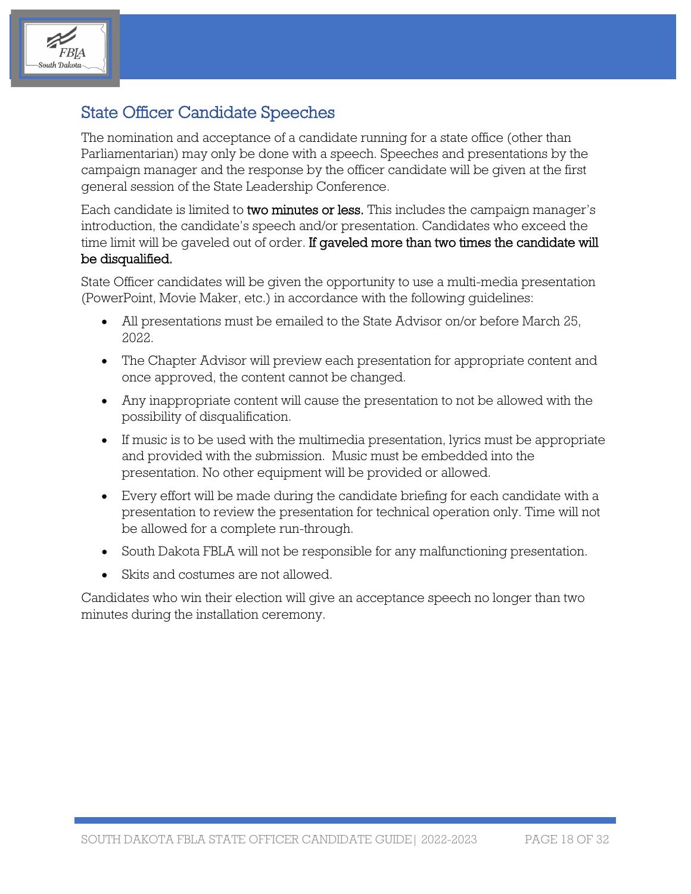## State Officer Candidate Speeches

The nomination and acceptance of a candidate running for a state office (other than Parliamentarian) may only be done with a speech. Speeches and presentations by the campaign manager and the response by the officer candidate will be given at the first general session of the State Leadership Conference.

Each candidate is limited to **two minutes or less.** This includes the campaign manager's introduction, the candidate's speech and/or presentation. Candidates who exceed the time limit will be gaveled out of order. **If gaveled more than two times the candidate will be disqualified.**

State Officer candidates will be given the opportunity to use a multi-media presentation (PowerPoint, Movie Maker, etc.) in accordance with the following guidelines:

- All presentations must be emailed to the State Advisor on/or before March 25, 2022.
- The Chapter Advisor will preview each presentation for appropriate content and once approved, the content cannot be changed.
- Any inappropriate content will cause the presentation to not be allowed with the possibility of disqualification.
- If music is to be used with the multimedia presentation, lyrics must be appropriate and provided with the submission. Music must be embedded into the presentation. No other equipment will be provided or allowed.
- Every effort will be made during the candidate briefing for each candidate with a presentation to review the presentation for technical operation only. Time will not be allowed for a complete run-through.
- South Dakota FBLA will not be responsible for any malfunctioning presentation.
- Skits and costumes are not allowed.

Candidates who win their election will give an acceptance speech no longer than two minutes during the installation ceremony.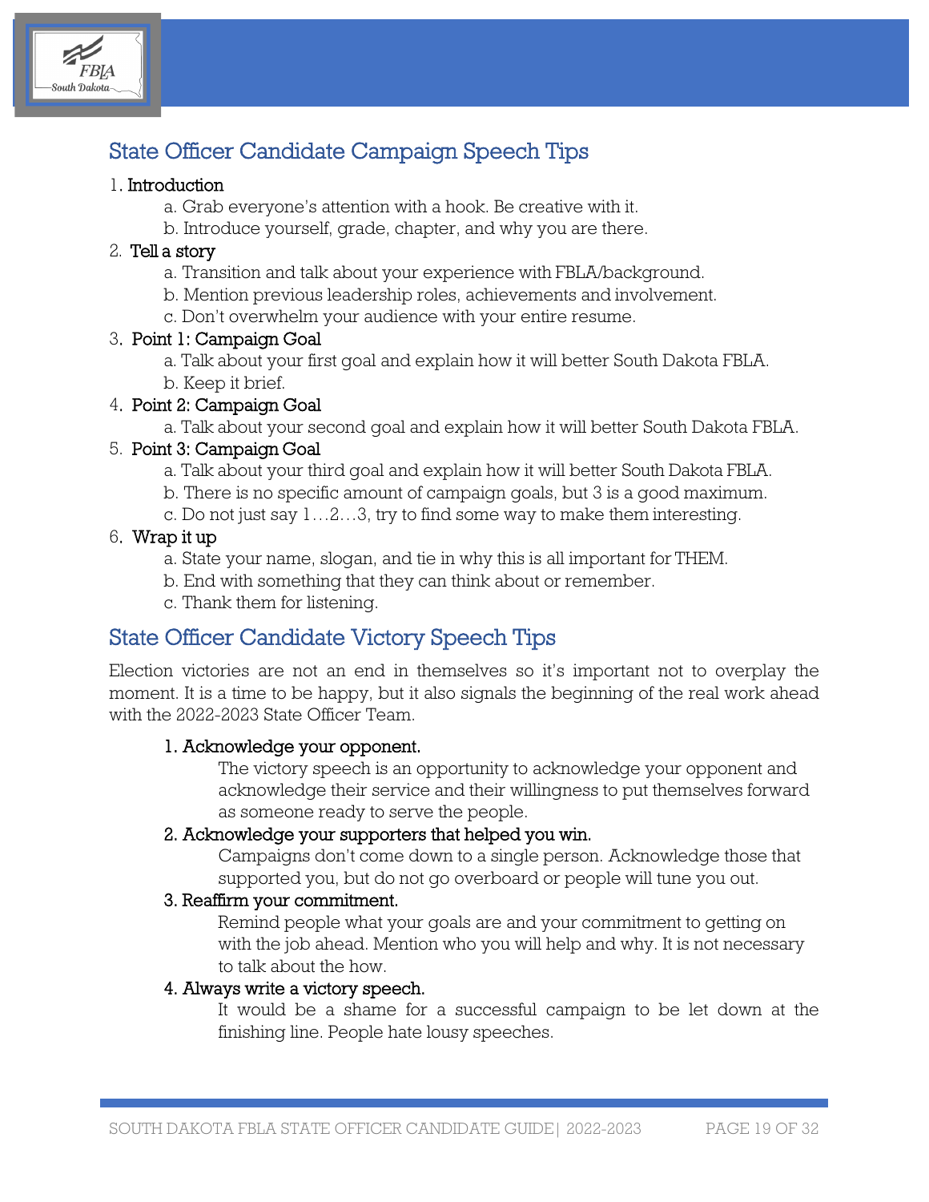## State Officer Candidate Campaign Speech Tips

1. Introduction
   a. Grab everyone's attention with a hook. Be creative with it.
   b. Introduce yourself, grade, chapter, and why you are there.
2. Tell a story
   a. Transition and talk about your experience with FBLA/background.
   b. Mention previous leadership roles, achievements and involvement.
   c. Don't overwhelm your audience with your entire resume.
3. Point 1: Campaign Goal
   a. Talk about your first goal and explain how it will better South Dakota FBLA.
   b. Keep it brief.
4. Point 2: Campaign Goal
   a. Talk about your second goal and explain how it will better South Dakota FBLA.
5. Point 3: Campaign Goal
   a. Talk about your third goal and explain how it will better South Dakota FBLA.
   b. There is no specific amount of campaign goals, but 3 is a good maximum.
   c. Do not just say 1…2…3, try to find some way to make them interesting.
6. Wrap it up
   a. State your name, slogan, and tie in why this is all important for THEM.
   b. End with something that they can think about or remember.
   c. Thank them for listening.

## State Officer Candidate Victory Speech Tips

Election victories are not an end in themselves so it's important not to overplay the moment. It is a time to be happy, but it also signals the beginning of the real work ahead with the 2022-2023 State Officer Team.

1. Acknowledge your opponent.
   The victory speech is an opportunity to acknowledge your opponent and acknowledge their service and their willingness to put themselves forward as someone ready to serve the people.
2. Acknowledge your supporters that helped you win.
   Campaigns don't come down to a single person. Acknowledge those that supported you, but do not go overboard or people will tune you out.
3. Reaffirm your commitment.
   Remind people what your goals are and your commitment to getting on with the job ahead. Mention who you will help and why. It is not necessary to talk about the how.
4. Always write a victory speech.
   It would be a shame for a successful campaign to be let down at the finishing line. People hate lousy speeches.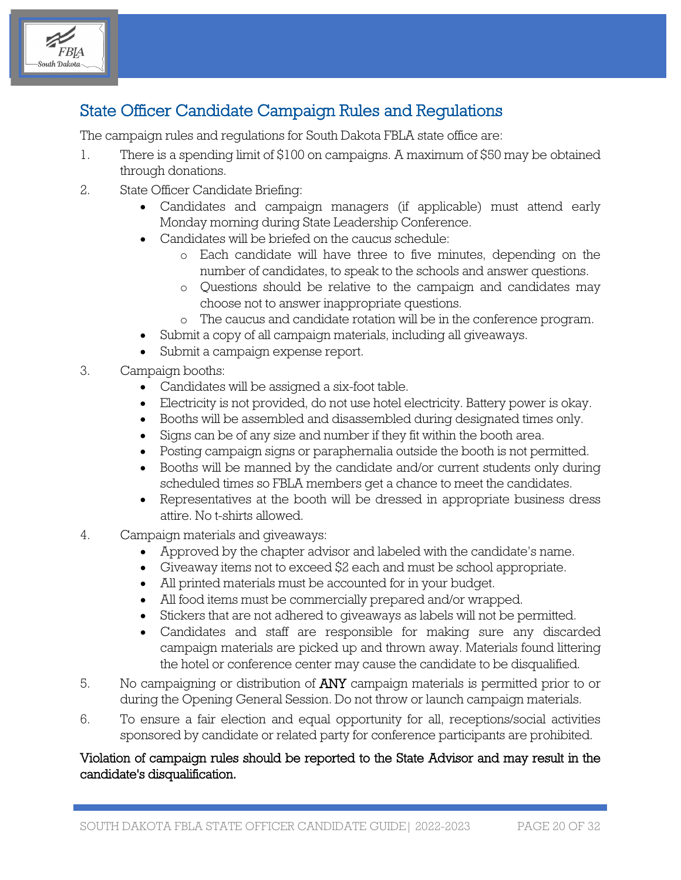## State Officer Candidate Campaign Rules and Regulations

The campaign rules and regulations for South Dakota FBLA state office are:

1. There is a spending limit of $100 on campaigns. A maximum of $50 may be obtained through donations.
2. State Officer Candidate Briefing:
   - Candidates and campaign managers (if applicable) must attend early Monday morning during State Leadership Conference.
   - Candidates will be briefed on the caucus schedule:
     - Each candidate will have three to five minutes, depending on the number of candidates, to speak to the schools and answer questions.
     - Questions should be relative to the campaign and candidates may choose not to answer inappropriate questions.
     - The caucus and candidate rotation will be in the conference program.
   - Submit a copy of all campaign materials, including all giveaways.
   - Submit a campaign expense report.
3. Campaign booths:
   - Candidates will be assigned a six-foot table.
   - Electricity is not provided, do not use hotel electricity. Battery power is okay.
   - Booths will be assembled and disassembled during designated times only.
   - Signs can be of any size and number if they fit within the booth area.
   - Posting campaign signs or paraphernalia outside the booth is not permitted.
   - Booths will be manned by the candidate and/or current students only during scheduled times so FBLA members get a chance to meet the candidates.
   - Representatives at the booth will be dressed in appropriate business dress attire. No t-shirts allowed.
4. Campaign materials and giveaways:
   - Approved by the chapter advisor and labeled with the candidate's name.
   - Giveaway items not to exceed $2 each and must be school appropriate.
   - All printed materials must be accounted for in your budget.
   - All food items must be commercially prepared and/or wrapped.
   - Stickers that are not adhered to giveaways as labels will not be permitted.
   - Candidates and staff are responsible for making sure any discarded campaign materials are picked up and thrown away. Materials found littering the hotel or conference center may cause the candidate to be disqualified.
5. No campaigning or distribution of ANY campaign materials is permitted prior to or during the Opening General Session. Do not throw or launch campaign materials.
6. To ensure a fair election and equal opportunity for all, receptions/social activities sponsored by candidate or related party for conference participants are prohibited.

Violation of campaign rules should be reported to the State Advisor and may result in the candidate's disqualification.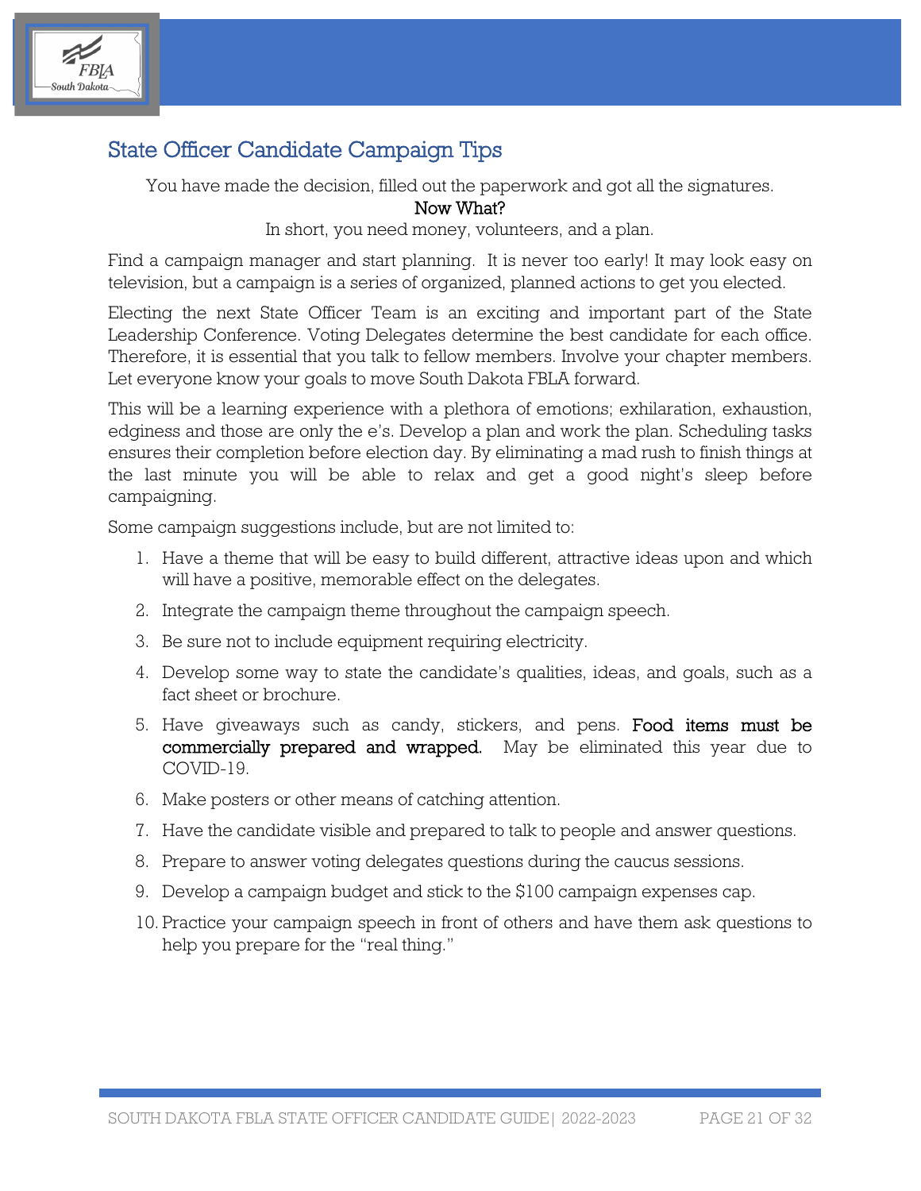## State Officer Candidate Campaign Tips

You have made the decision, filled out the paperwork and got all the signatures.

Now What?

In short, you need money, volunteers, and a plan.

Find a campaign manager and start planning. It is never too early! It may look easy on television, but a campaign is a series of organized, planned actions to get you elected.

Electing the next State Officer Team is an exciting and important part of the State Leadership Conference. Voting Delegates determine the best candidate for each office. Therefore, it is essential that you talk to fellow members. Involve your chapter members. Let everyone know your goals to move South Dakota FBLA forward.

This will be a learning experience with a plethora of emotions; exhilaration, exhaustion, edginess and those are only the e's. Develop a plan and work the plan. Scheduling tasks ensures their completion before election day. By eliminating a mad rush to finish things at the last minute you will be able to relax and get a good night's sleep before campaigning.

Some campaign suggestions include, but are not limited to:

1. Have a theme that will be easy to build different, attractive ideas upon and which will have a positive, memorable effect on the delegates.
2. Integrate the campaign theme throughout the campaign speech.
3. Be sure not to include equipment requiring electricity.
4. Develop some way to state the candidate's qualities, ideas, and goals, such as a fact sheet or brochure.
5. Have giveaways such as candy, stickers, and pens. **Food items must be commercially prepared and wrapped.** May be eliminated this year due to COVID-19.
6. Make posters or other means of catching attention.
7. Have the candidate visible and prepared to talk to people and answer questions.
8. Prepare to answer voting delegates questions during the caucus sessions.
9. Develop a campaign budget and stick to the $100 campaign expenses cap.
10. Practice your campaign speech in front of others and have them ask questions to help you prepare for the "real thing."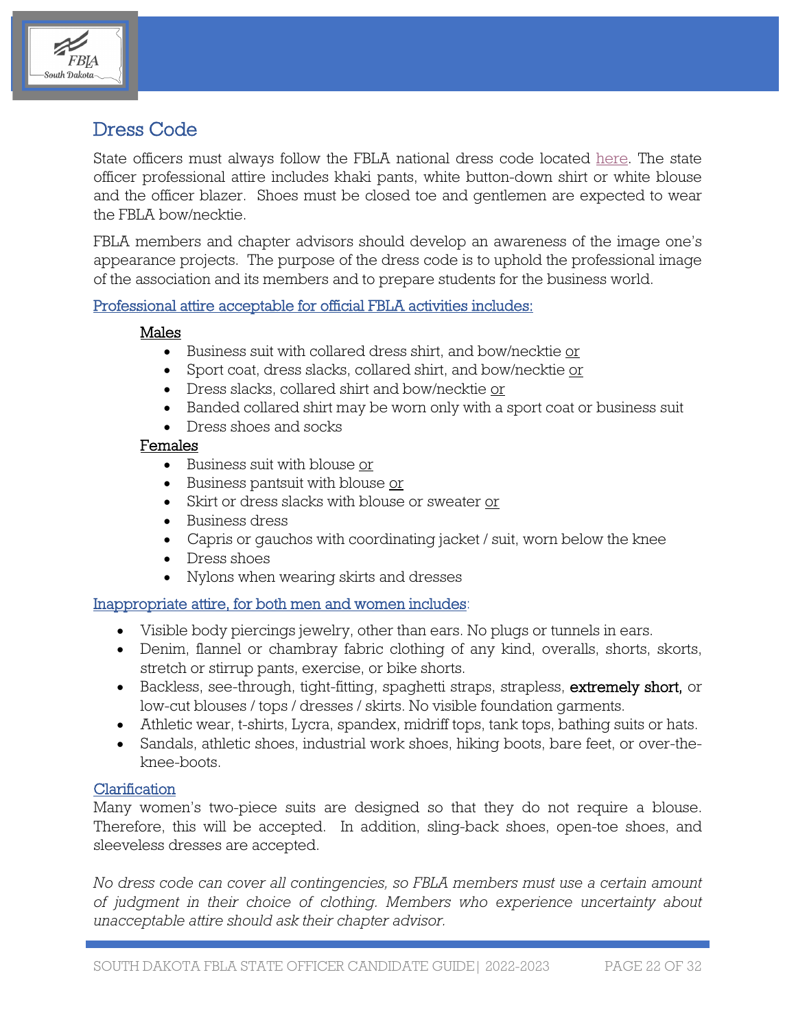## Dress Code

State officers must always follow the FBLA national dress code located here. The state officer professional attire includes khaki pants, white button-down shirt or white blouse and the officer blazer. Shoes must be closed toe and gentlemen are expected to wear the FBLA bow/necktie.

FBLA members and chapter advisors should develop an awareness of the image one's appearance projects. The purpose of the dress code is to uphold the professional image of the association and its members and to prepare students for the business world.

### Professional attire acceptable for official FBLA activities includes:

**Males**

- Business suit with collared dress shirt, and bow/necktie or
- Sport coat, dress slacks, collared shirt, and bow/necktie or
- Dress slacks, collared shirt and bow/necktie or
- Banded collared shirt may be worn only with a sport coat or business suit
- Dress shoes and socks

**Females**

- Business suit with blouse or
- Business pantsuit with blouse or
- Skirt or dress slacks with blouse or sweater or
- Business dress
- Capris or gauchos with coordinating jacket / suit, worn below the knee
- Dress shoes
- Nylons when wearing skirts and dresses

### Inappropriate attire, for both men and women includes:

- Visible body piercings jewelry, other than ears. No plugs or tunnels in ears.
- Denim, flannel or chambray fabric clothing of any kind, overalls, shorts, skorts, stretch or stirrup pants, exercise, or bike shorts.
- Backless, see-through, tight-fitting, spaghetti straps, strapless, **extremely short,** or low-cut blouses / tops / dresses / skirts. No visible foundation garments.
- Athletic wear, t-shirts, Lycra, spandex, midriff tops, tank tops, bathing suits or hats.
- Sandals, athletic shoes, industrial work shoes, hiking boots, bare feet, or over-the-knee-boots.

### Clarification

Many women's two-piece suits are designed so that they do not require a blouse. Therefore, this will be accepted. In addition, sling-back shoes, open-toe shoes, and sleeveless dresses are accepted.

*No dress code can cover all contingencies, so FBLA members must use a certain amount of judgment in their choice of clothing. Members who experience uncertainty about unacceptable attire should ask their chapter advisor.*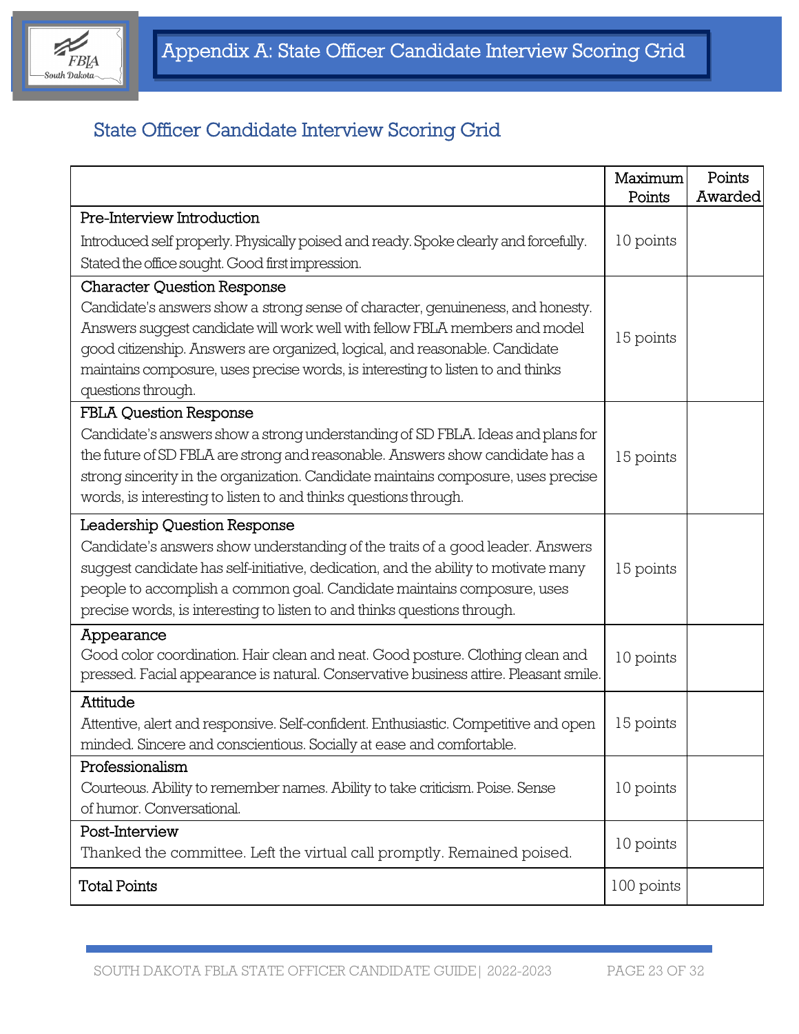# Appendix A: State Officer Candidate Interview Scoring Grid

## State Officer Candidate Interview Scoring Grid

| | Maximum Points | Points Awarded |
|---|---|---|
| **Pre-Interview Introduction**<br>Introduced self properly. Physically poised and ready. Spoke clearly and forcefully. Stated the office sought. Good first impression. | 10 points | |
| **Character Question Response**<br>Candidate's answers show a strong sense of character, genuineness, and honesty. Answers suggest candidate will work well with fellow FBLA members and model good citizenship. Answers are organized, logical, and reasonable. Candidate maintains composure, uses precise words, is interesting to listen to and thinks questions through. | 15 points | |
| **FBLA Question Response**<br>Candidate's answers show a strong understanding of SD FBLA. Ideas and plans for the future of SD FBLA are strong and reasonable. Answers show candidate has a strong sincerity in the organization. Candidate maintains composure, uses precise words, is interesting to listen to and thinks questions through. | 15 points | |
| **Leadership Question Response**<br>Candidate's answers show understanding of the traits of a good leader. Answers suggest candidate has self-initiative, dedication, and the ability to motivate many people to accomplish a common goal. Candidate maintains composure, uses precise words, is interesting to listen to and thinks questions through. | 15 points | |
| **Appearance**<br>Good color coordination. Hair clean and neat. Good posture. Clothing clean and pressed. Facial appearance is natural. Conservative business attire. Pleasant smile. | 10 points | |
| **Attitude**<br>Attentive, alert and responsive. Self-confident. Enthusiastic. Competitive and open minded. Sincere and conscientious. Socially at ease and comfortable. | 15 points | |
| **Professionalism**<br>Courteous. Ability to remember names. Ability to take criticism. Poise. Sense of humor. Conversational. | 10 points | |
| **Post-Interview**<br>Thanked the committee. Left the virtual call promptly. Remained poised. | 10 points | |
| **Total Points** | 100 points | |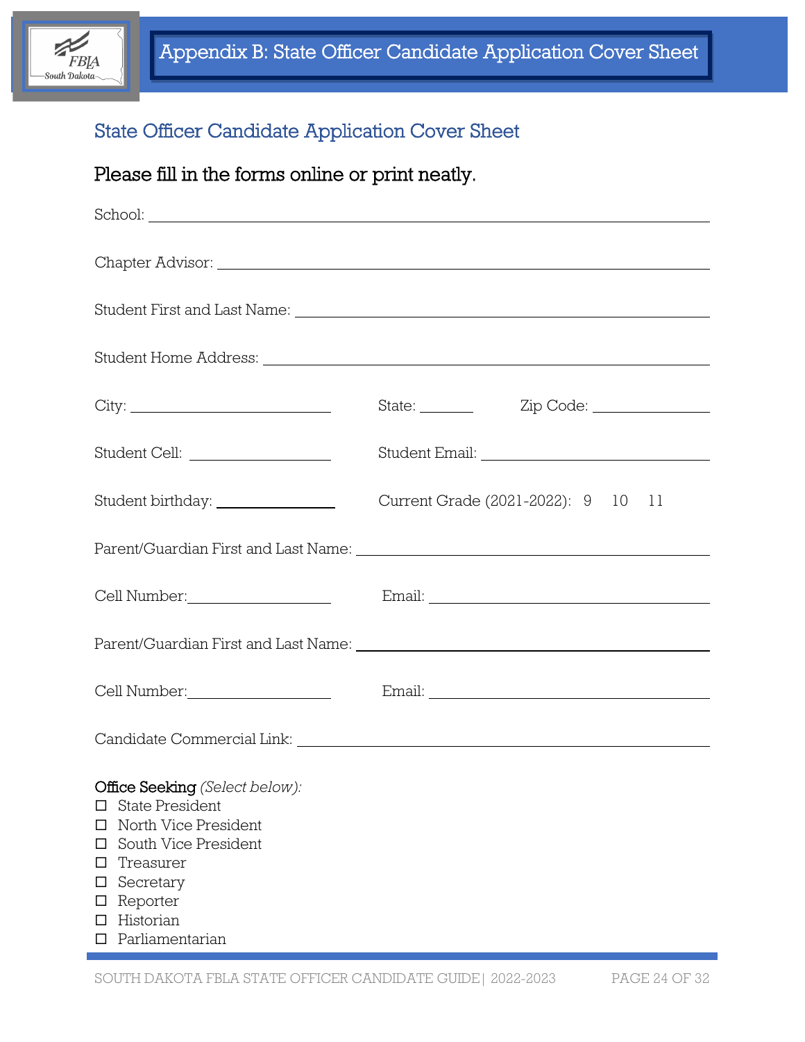# Appendix B: State Officer Candidate Application Cover Sheet

## State Officer Candidate Application Cover Sheet

Please fill in the forms online or print neatly.

School: ____________________________________________

Chapter Advisor: ____________________________________________

Student First and Last Name: ____________________________________________

Student Home Address: ____________________________________________

City: ____________________ State: ________ Zip Code: ____________

Student Cell: ______________ Student Email: ______________________

Student birthday: ______________ Current Grade (2021-2022): 9 10 11

Parent/Guardian First and Last Name: ____________________________________________

Cell Number: ______________ Email: ______________________

Parent/Guardian First and Last Name: ____________________________________________

Cell Number: ______________ Email: ______________________

Candidate Commercial Link: ____________________________________________

**Office Seeking** *(Select below):*

- ☐ State President
- ☐ North Vice President
- ☐ South Vice President
- ☐ Treasurer
- ☐ Secretary
- ☐ Reporter
- ☐ Historian
- ☐ Parliamentarian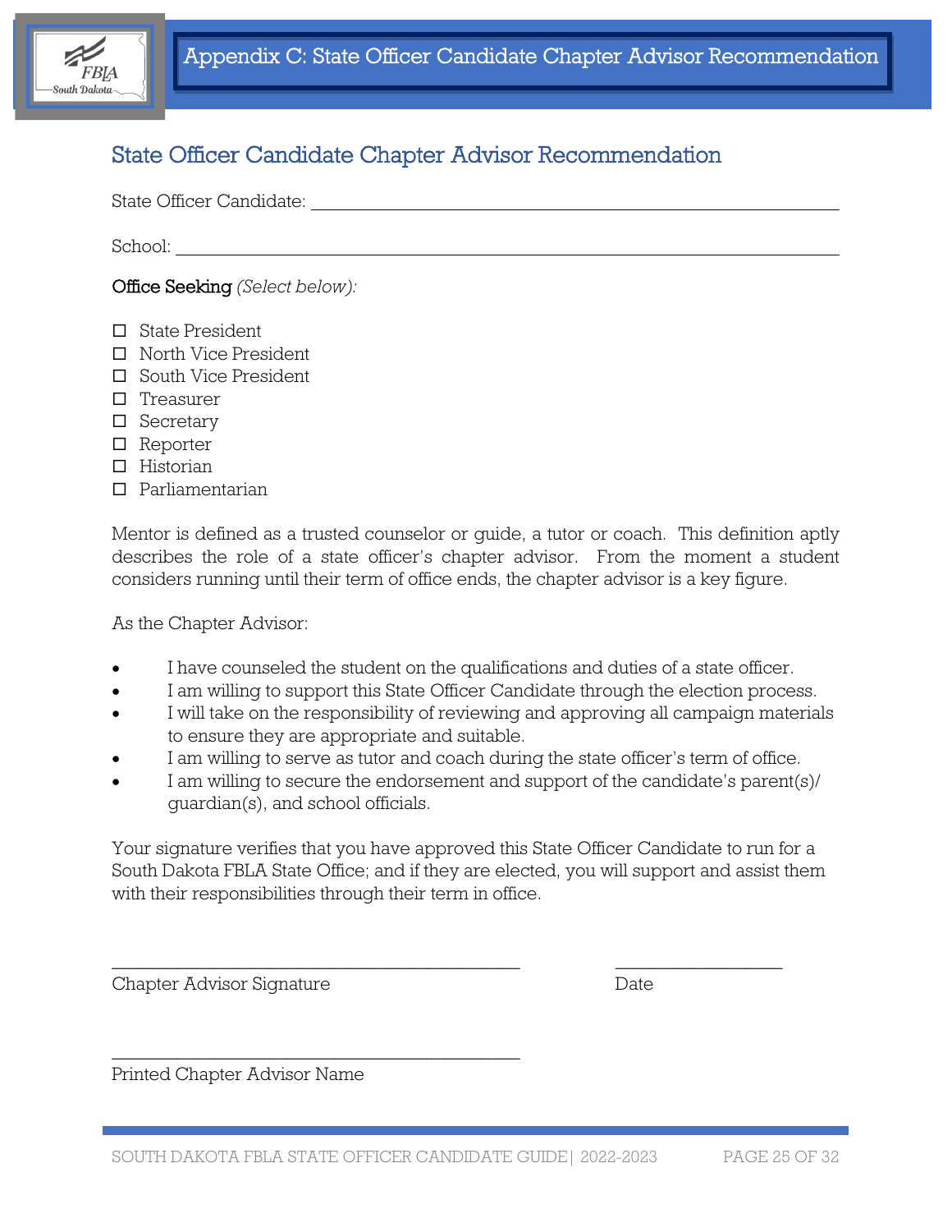# Appendix C: State Officer Candidate Chapter Advisor Recommendation

## State Officer Candidate Chapter Advisor Recommendation

State Officer Candidate: ______________________________________________

School: ______________________________________________

Office Seeking *(Select below):*

- ☐ State President
- ☐ North Vice President
- ☐ South Vice President
- ☐ Treasurer
- ☐ Secretary
- ☐ Reporter
- ☐ Historian
- ☐ Parliamentarian

Mentor is defined as a trusted counselor or guide, a tutor or coach. This definition aptly describes the role of a state officer's chapter advisor. From the moment a student considers running until their term of office ends, the chapter advisor is a key figure.

As the Chapter Advisor:

- I have counseled the student on the qualifications and duties of a state officer.
- I am willing to support this State Officer Candidate through the election process.
- I will take on the responsibility of reviewing and approving all campaign materials to ensure they are appropriate and suitable.
- I am willing to serve as tutor and coach during the state officer's term of office.
- I am willing to secure the endorsement and support of the candidate's parent(s)/ guardian(s), and school officials.

Your signature verifies that you have approved this State Officer Candidate to run for a South Dakota FBLA State Office; and if they are elected, you will support and assist them with their responsibilities through their term in office.

______________________________________________ ____________________

Chapter Advisor Signature Date

______________________________________________

Printed Chapter Advisor Name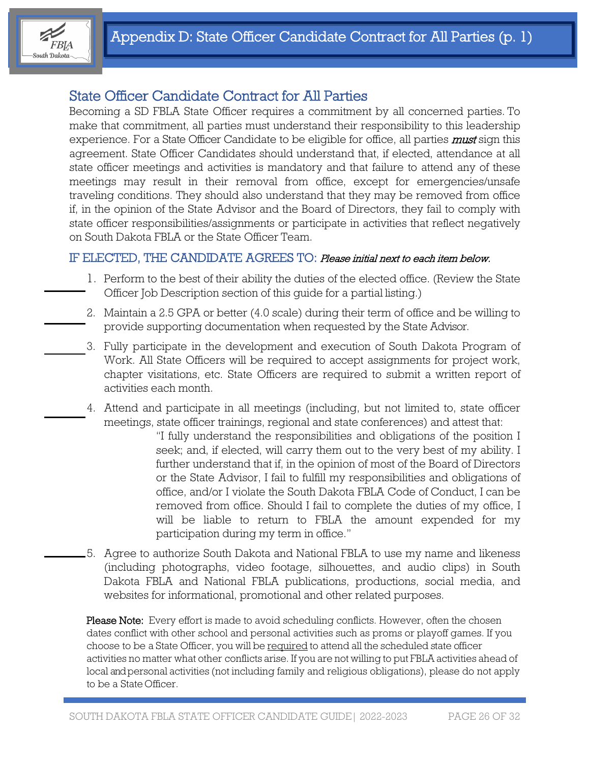# Appendix D: State Officer Candidate Contract for All Parties (p. 1)

## State Officer Candidate Contract for All Parties

Becoming a SD FBLA State Officer requires a commitment by all concerned parties. To make that commitment, all parties must understand their responsibility to this leadership experience. For a State Officer Candidate to be eligible for office, all parties ***must*** sign this agreement. State Officer Candidates should understand that, if elected, attendance at all state officer meetings and activities is mandatory and that failure to attend any of these meetings may result in their removal from office, except for emergencies/unsafe traveling conditions. They should also understand that they may be removed from office if, in the opinion of the State Advisor and the Board of Directors, they fail to comply with state officer responsibilities/assignments or participate in activities that reflect negatively on South Dakota FBLA or the State Officer Team.

### IF ELECTED, THE CANDIDATE AGREES TO: *Please initial next to each item below.*

_______ 1. Perform to the best of their ability the duties of the elected office. (Review the State Officer Job Description section of this guide for a partial listing.)

_______ 2. Maintain a 2.5 GPA or better (4.0 scale) during their term of office and be willing to provide supporting documentation when requested by the State Advisor.

_______ 3. Fully participate in the development and execution of South Dakota Program of Work. All State Officers will be required to accept assignments for project work, chapter visitations, etc. State Officers are required to submit a written report of activities each month.

_______ 4. Attend and participate in all meetings (including, but not limited to, state officer meetings, state officer trainings, regional and state conferences) and attest that:

> "I fully understand the responsibilities and obligations of the position I seek; and, if elected, will carry them out to the very best of my ability. I further understand that if, in the opinion of most of the Board of Directors or the State Advisor, I fail to fulfill my responsibilities and obligations of office, and/or I violate the South Dakota FBLA Code of Conduct, I can be removed from office. Should I fail to complete the duties of my office, I will be liable to return to FBLA the amount expended for my participation during my term in office."

_______ 5. Agree to authorize South Dakota and National FBLA to use my name and likeness (including photographs, video footage, silhouettes, and audio clips) in South Dakota FBLA and National FBLA publications, productions, social media, and websites for informational, promotional and other related purposes.

**Please Note:** Every effort is made to avoid scheduling conflicts. However, often the chosen dates conflict with other school and personal activities such as proms or playoff games. If you choose to be a State Officer, you will be required to attend all the scheduled state officer activities no matter what other conflicts arise. If you are not willing to put FBLA activities ahead of local and personal activities (not including family and religious obligations), please do not apply to be a State Officer.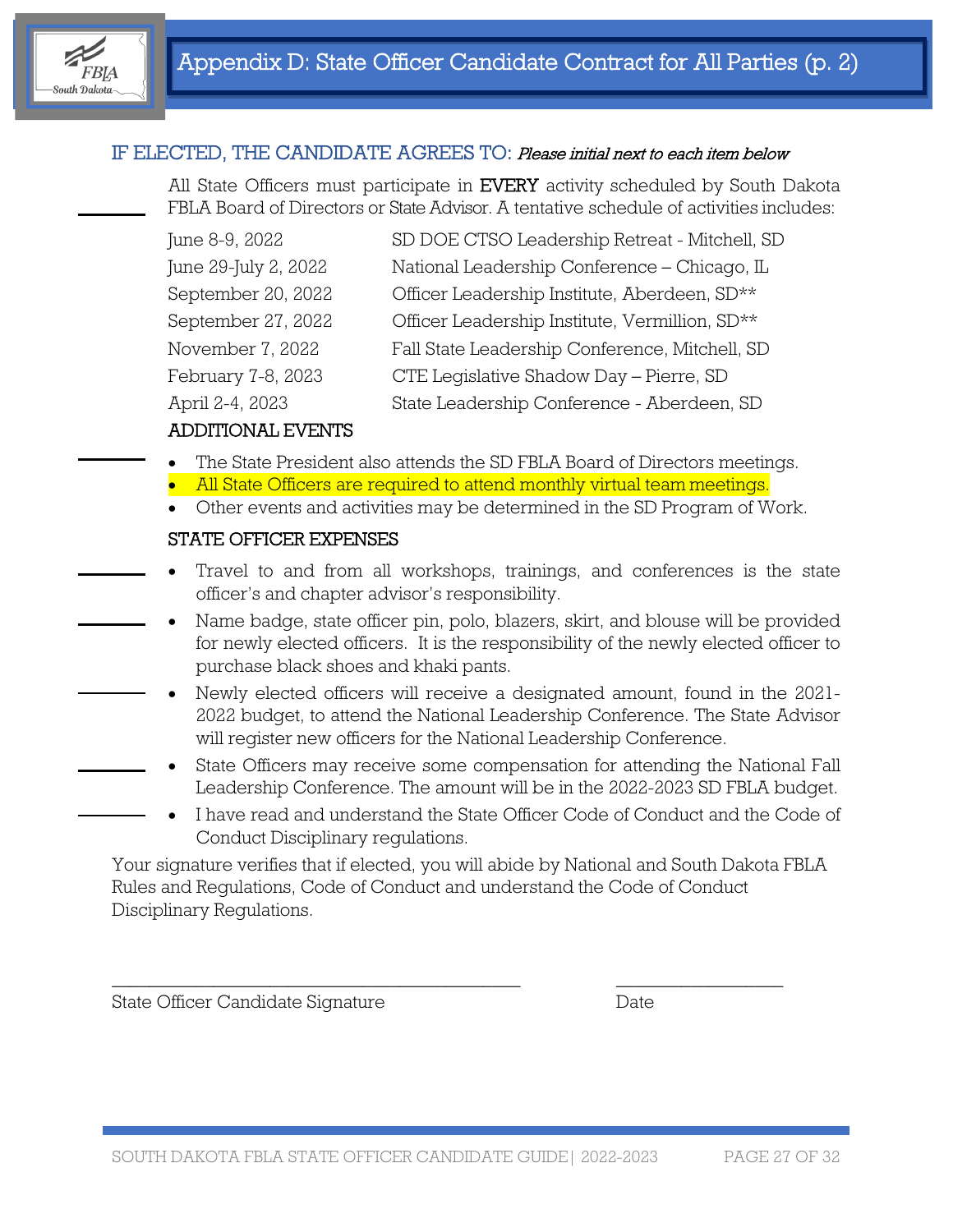# Appendix D: State Officer Candidate Contract for All Parties (p. 2)

## IF ELECTED, THE CANDIDATE AGREES TO: *Please initial next to each item below*

\_\_\_\_\_\_ All State Officers must participate in **EVERY** activity scheduled by South Dakota FBLA Board of Directors or State Advisor. A tentative schedule of activities includes:

| | |
|---|---|
| June 8-9, 2022 | SD DOE CTSO Leadership Retreat - Mitchell, SD |
| June 29-July 2, 2022 | National Leadership Conference – Chicago, IL |
| September 20, 2022 | Officer Leadership Institute, Aberdeen, SD** |
| September 27, 2022 | Officer Leadership Institute, Vermillion, SD** |
| November 7, 2022 | Fall State Leadership Conference, Mitchell, SD |
| February 7-8, 2023 | CTE Legislative Shadow Day – Pierre, SD |
| April 2-4, 2023 | State Leadership Conference - Aberdeen, SD |

### ADDITIONAL EVENTS

\_\_\_\_\_\_

- The State President also attends the SD FBLA Board of Directors meetings.
- All State Officers are required to attend monthly virtual team meetings.
- Other events and activities may be determined in the SD Program of Work.

### STATE OFFICER EXPENSES

- \_\_\_\_\_\_ Travel to and from all workshops, trainings, and conferences is the state officer's and chapter advisor's responsibility.
- \_\_\_\_\_\_ Name badge, state officer pin, polo, blazers, skirt, and blouse will be provided for newly elected officers. It is the responsibility of the newly elected officer to purchase black shoes and khaki pants.
- \_\_\_\_\_\_ Newly elected officers will receive a designated amount, found in the 2021-2022 budget, to attend the National Leadership Conference. The State Advisor will register new officers for the National Leadership Conference.
- \_\_\_\_\_\_ State Officers may receive some compensation for attending the National Fall Leadership Conference. The amount will be in the 2022-2023 SD FBLA budget.
- \_\_\_\_\_\_ I have read and understand the State Officer Code of Conduct and the Code of Conduct Disciplinary regulations.

Your signature verifies that if elected, you will abide by National and South Dakota FBLA Rules and Regulations, Code of Conduct and understand the Code of Conduct Disciplinary Regulations.

\_\_\_\_\_\_\_\_\_\_\_\_\_\_\_\_\_\_\_\_\_\_\_\_\_\_\_\_\_\_\_\_\_\_\_\_\_\_\_\_ \_\_\_\_\_\_\_\_\_\_\_\_\_\_\_\_\_\_

State Officer Candidate Signature Date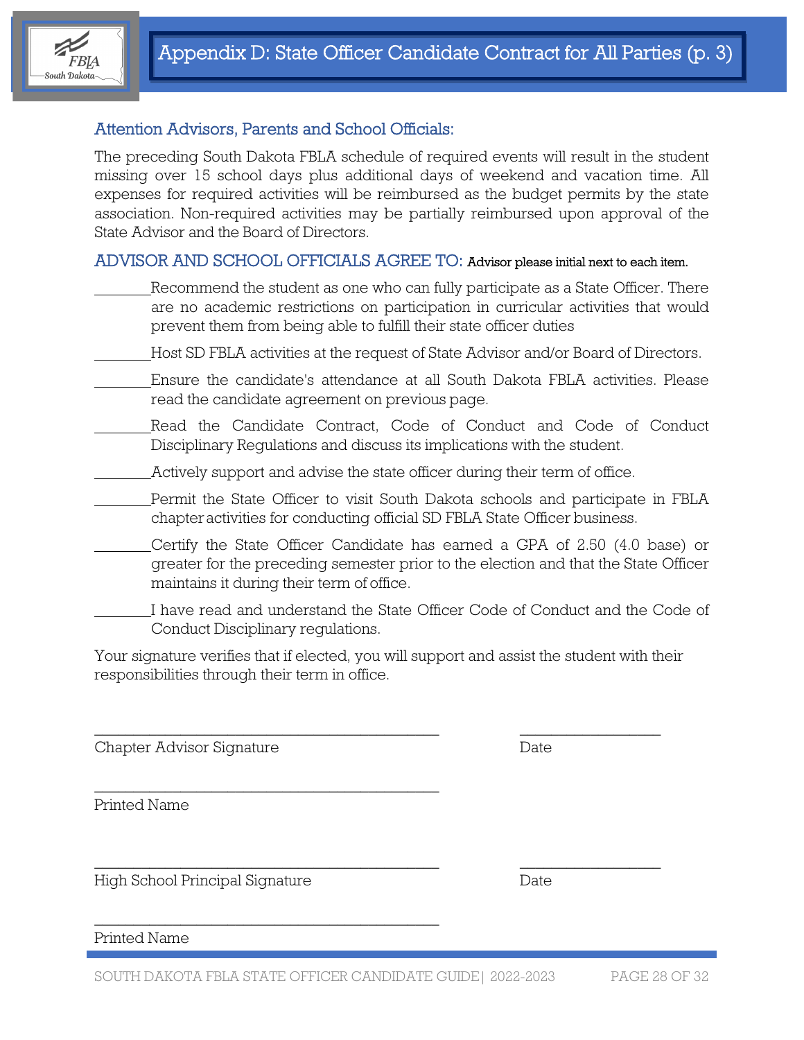# Appendix D: State Officer Candidate Contract for All Parties (p. 3)

## Attention Advisors, Parents and School Officials:

The preceding South Dakota FBLA schedule of required events will result in the student missing over 15 school days plus additional days of weekend and vacation time. All expenses for required activities will be reimbursed as the budget permits by the state association. Non-required activities may be partially reimbursed upon approval of the State Advisor and the Board of Directors.

## ADVISOR AND SCHOOL OFFICIALS AGREE TO: Advisor please initial next to each item.

________Recommend the student as one who can fully participate as a State Officer. There are no academic restrictions on participation in curricular activities that would prevent them from being able to fulfill their state officer duties

________Host SD FBLA activities at the request of State Advisor and/or Board of Directors.

________Ensure the candidate's attendance at all South Dakota FBLA activities. Please read the candidate agreement on previous page.

________Read the Candidate Contract, Code of Conduct and Code of Conduct Disciplinary Regulations and discuss its implications with the student.

________Actively support and advise the state officer during their term of office.

________Permit the State Officer to visit South Dakota schools and participate in FBLA chapter activities for conducting official SD FBLA State Officer business.

________Certify the State Officer Candidate has earned a GPA of 2.50 (4.0 base) or greater for the preceding semester prior to the election and that the State Officer maintains it during their term of office.

________I have read and understand the State Officer Code of Conduct and the Code of Conduct Disciplinary regulations.

Your signature verifies that if elected, you will support and assist the student with their responsibilities through their term in office.

______________________________________________ ___________________

Chapter Advisor Signature Date

______________________________________________

Printed Name

______________________________________________ ___________________

High School Principal Signature Date

______________________________________________

Printed Name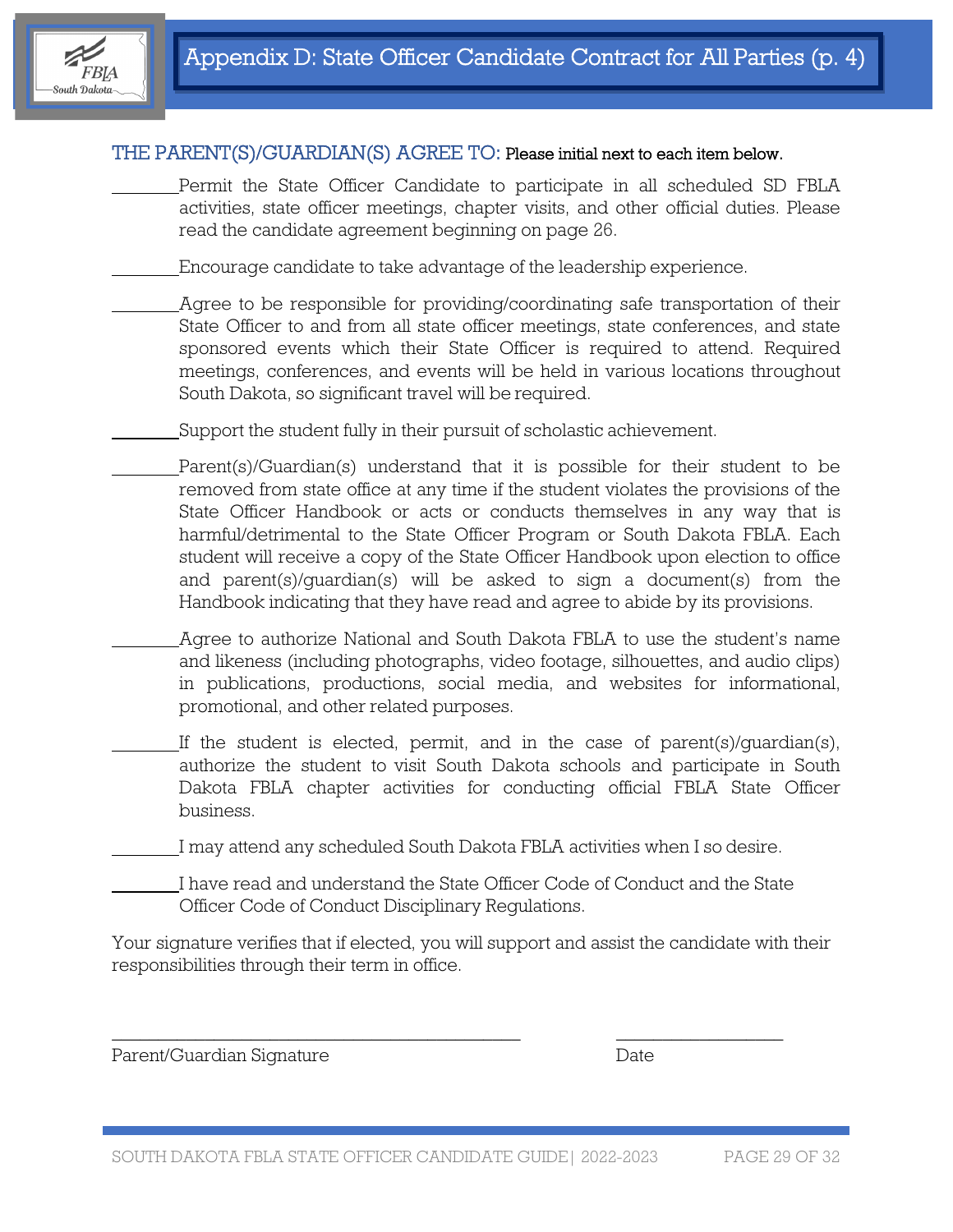# Appendix D: State Officer Candidate Contract for All Parties (p. 4)

## THE PARENT(S)/GUARDIAN(S) AGREE TO: Please initial next to each item below.

________Permit the State Officer Candidate to participate in all scheduled SD FBLA activities, state officer meetings, chapter visits, and other official duties. Please read the candidate agreement beginning on page 26.

________Encourage candidate to take advantage of the leadership experience.

________Agree to be responsible for providing/coordinating safe transportation of their State Officer to and from all state officer meetings, state conferences, and state sponsored events which their State Officer is required to attend. Required meetings, conferences, and events will be held in various locations throughout South Dakota, so significant travel will be required.

________Support the student fully in their pursuit of scholastic achievement.

________Parent(s)/Guardian(s) understand that it is possible for their student to be removed from state office at any time if the student violates the provisions of the State Officer Handbook or acts or conducts themselves in any way that is harmful/detrimental to the State Officer Program or South Dakota FBLA. Each student will receive a copy of the State Officer Handbook upon election to office and parent(s)/guardian(s) will be asked to sign a document(s) from the Handbook indicating that they have read and agree to abide by its provisions.

________Agree to authorize National and South Dakota FBLA to use the student's name and likeness (including photographs, video footage, silhouettes, and audio clips) in publications, productions, social media, and websites for informational, promotional, and other related purposes.

________If the student is elected, permit, and in the case of parent(s)/guardian(s), authorize the student to visit South Dakota schools and participate in South Dakota FBLA chapter activities for conducting official FBLA State Officer business.

________I may attend any scheduled South Dakota FBLA activities when I so desire.

________I have read and understand the State Officer Code of Conduct and the State Officer Code of Conduct Disciplinary Regulations.

Your signature verifies that if elected, you will support and assist the candidate with their responsibilities through their term in office.

_____________________________________________ ___________________

Parent/Guardian Signature Date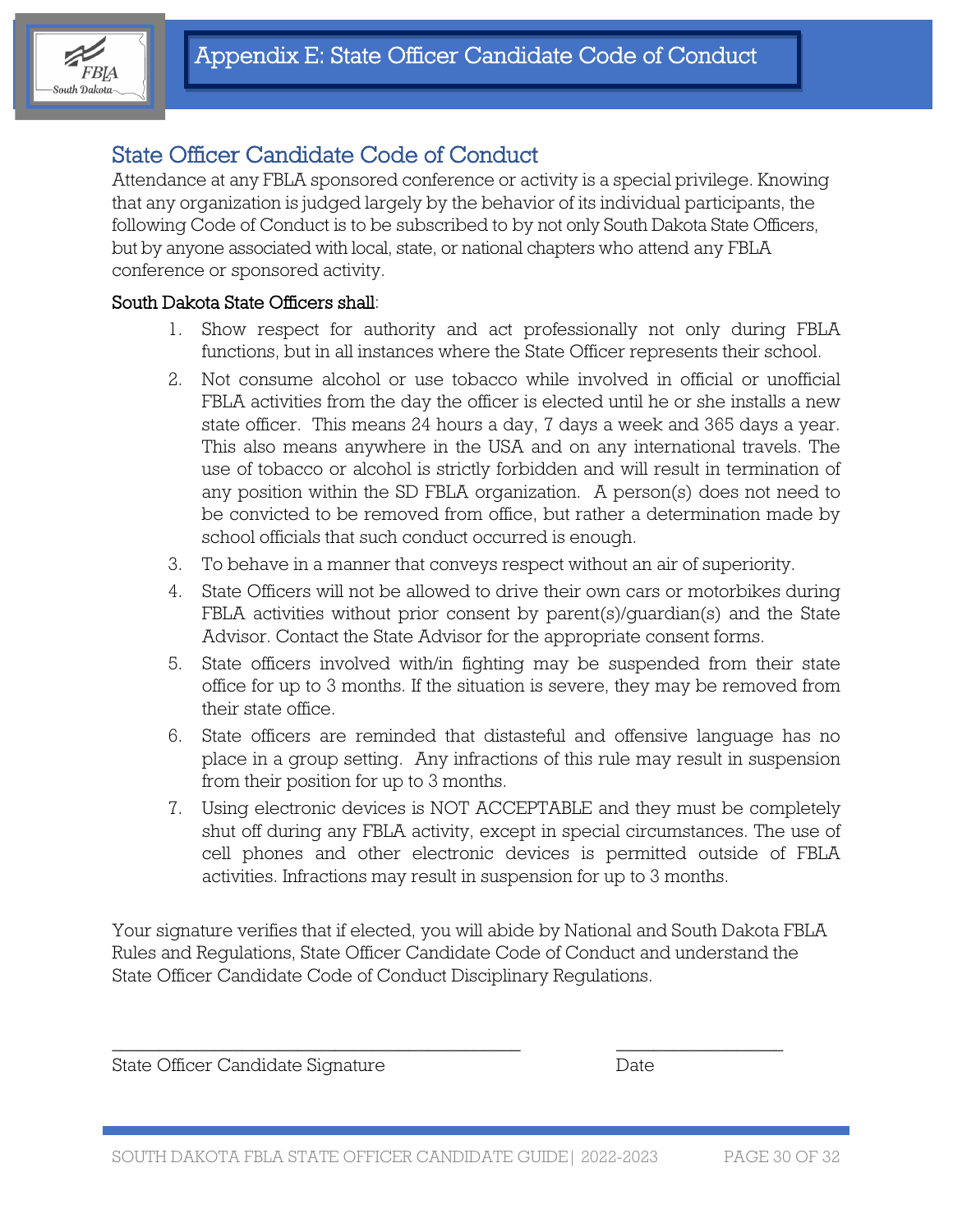# Appendix E: State Officer Candidate Code of Conduct

## State Officer Candidate Code of Conduct

Attendance at any FBLA sponsored conference or activity is a special privilege. Knowing that any organization is judged largely by the behavior of its individual participants, the following Code of Conduct is to be subscribed to by not only South Dakota State Officers, but by anyone associated with local, state, or national chapters who attend any FBLA conference or sponsored activity.

South Dakota State Officers shall:

1. Show respect for authority and act professionally not only during FBLA functions, but in all instances where the State Officer represents their school.
2. Not consume alcohol or use tobacco while involved in official or unofficial FBLA activities from the day the officer is elected until he or she installs a new state officer. This means 24 hours a day, 7 days a week and 365 days a year. This also means anywhere in the USA and on any international travels. The use of tobacco or alcohol is strictly forbidden and will result in termination of any position within the SD FBLA organization. A person(s) does not need to be convicted to be removed from office, but rather a determination made by school officials that such conduct occurred is enough.
3. To behave in a manner that conveys respect without an air of superiority.
4. State Officers will not be allowed to drive their own cars or motorbikes during FBLA activities without prior consent by parent(s)/guardian(s) and the State Advisor. Contact the State Advisor for the appropriate consent forms.
5. State officers involved with/in fighting may be suspended from their state office for up to 3 months. If the situation is severe, they may be removed from their state office.
6. State officers are reminded that distasteful and offensive language has no place in a group setting. Any infractions of this rule may result in suspension from their position for up to 3 months.
7. Using electronic devices is NOT ACCEPTABLE and they must be completely shut off during any FBLA activity, except in special circumstances. The use of cell phones and other electronic devices is permitted outside of FBLA activities. Infractions may result in suspension for up to 3 months.

Your signature verifies that if elected, you will abide by National and South Dakota FBLA Rules and Regulations, State Officer Candidate Code of Conduct and understand the State Officer Candidate Code of Conduct Disciplinary Regulations.

\_\_\_\_\_\_\_\_\_\_\_\_\_\_\_\_\_\_\_\_\_\_\_\_\_\_\_\_\_\_\_\_\_\_\_\_\_\_\_\_\_\_ \_\_\_\_\_\_\_\_\_\_\_\_\_\_\_\_\_\_

State Officer Candidate Signature Date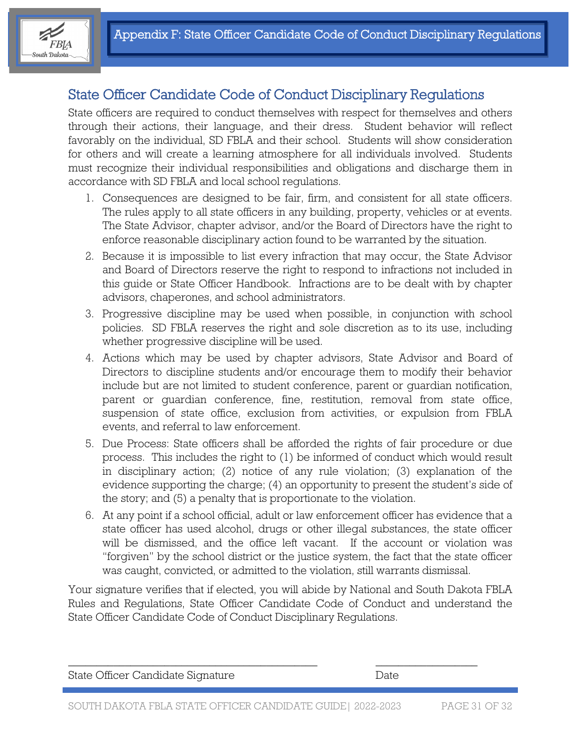# Appendix F: State Officer Candidate Code of Conduct Disciplinary Regulations

## State Officer Candidate Code of Conduct Disciplinary Regulations

State officers are required to conduct themselves with respect for themselves and others through their actions, their language, and their dress. Student behavior will reflect favorably on the individual, SD FBLA and their school. Students will show consideration for others and will create a learning atmosphere for all individuals involved. Students must recognize their individual responsibilities and obligations and discharge them in accordance with SD FBLA and local school regulations.

1. Consequences are designed to be fair, firm, and consistent for all state officers. The rules apply to all state officers in any building, property, vehicles or at events. The State Advisor, chapter advisor, and/or the Board of Directors have the right to enforce reasonable disciplinary action found to be warranted by the situation.
2. Because it is impossible to list every infraction that may occur, the State Advisor and Board of Directors reserve the right to respond to infractions not included in this guide or State Officer Handbook. Infractions are to be dealt with by chapter advisors, chaperones, and school administrators.
3. Progressive discipline may be used when possible, in conjunction with school policies. SD FBLA reserves the right and sole discretion as to its use, including whether progressive discipline will be used.
4. Actions which may be used by chapter advisors, State Advisor and Board of Directors to discipline students and/or encourage them to modify their behavior include but are not limited to student conference, parent or guardian notification, parent or guardian conference, fine, restitution, removal from state office, suspension of state office, exclusion from activities, or expulsion from FBLA events, and referral to law enforcement.
5. Due Process: State officers shall be afforded the rights of fair procedure or due process. This includes the right to (1) be informed of conduct which would result in disciplinary action; (2) notice of any rule violation; (3) explanation of the evidence supporting the charge; (4) an opportunity to present the student's side of the story; and (5) a penalty that is proportionate to the violation.
6. At any point if a school official, adult or law enforcement officer has evidence that a state officer has used alcohol, drugs or other illegal substances, the state officer will be dismissed, and the office left vacant. If the account or violation was "forgiven" by the school district or the justice system, the fact that the state officer was caught, convicted, or admitted to the violation, still warrants dismissal.

Your signature verifies that if elected, you will abide by National and South Dakota FBLA Rules and Regulations, State Officer Candidate Code of Conduct and understand the State Officer Candidate Code of Conduct Disciplinary Regulations.

\_\_\_\_\_\_\_\_\_\_\_\_\_\_\_\_\_\_\_\_\_\_\_\_\_\_\_\_\_\_\_\_\_\_\_\_\_\_\_\_ \_\_\_\_\_\_\_\_\_\_\_\_\_\_\_\_

State Officer Candidate Signature Date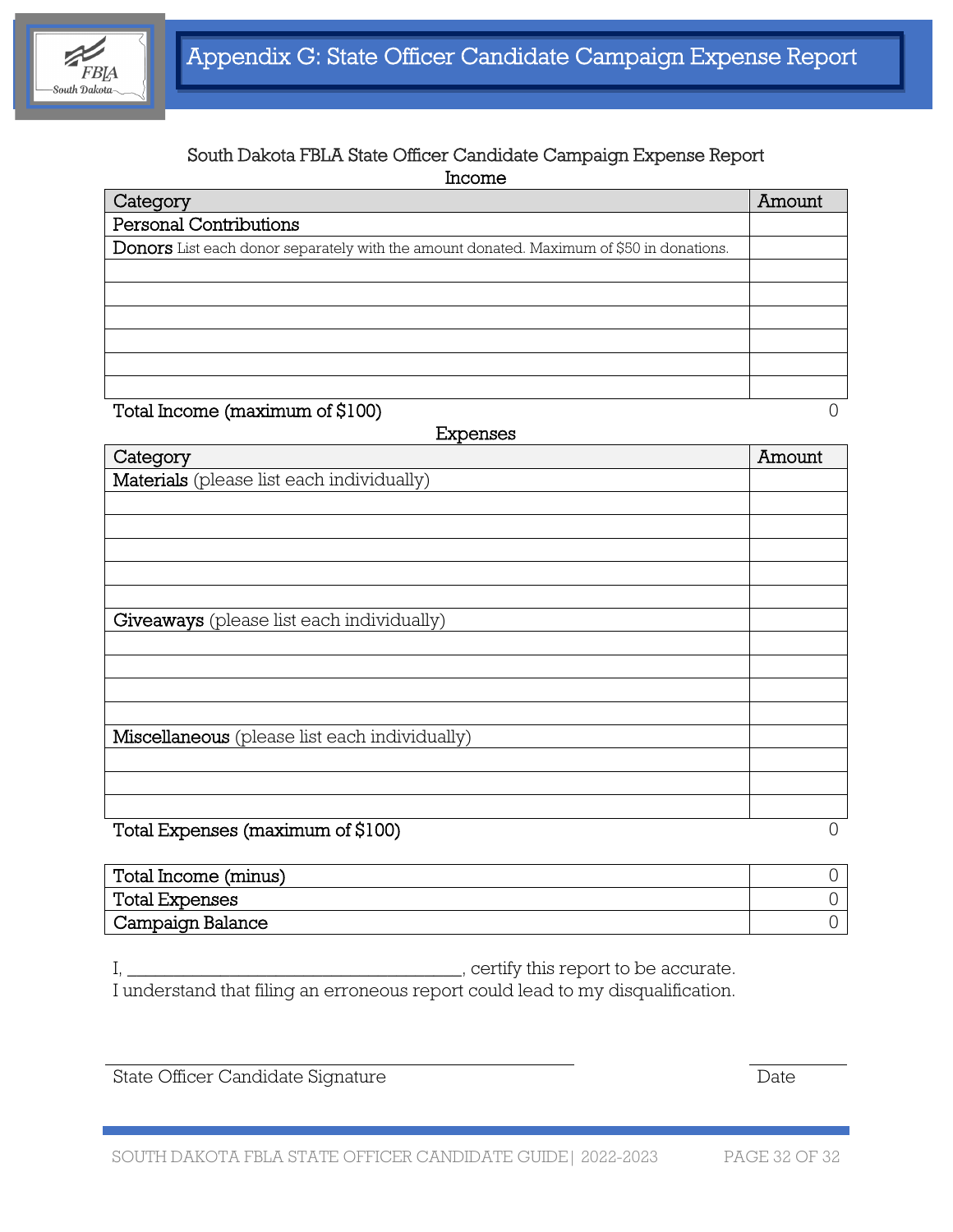# Appendix G: State Officer Candidate Campaign Expense Report

South Dakota FBLA State Officer Candidate Campaign Expense Report

Income

| Category | Amount |
|---|---|
| Personal Contributions | |
| Donors List each donor separately with the amount donated. Maximum of $50 in donations. | |
| | |
| | |
| | |
| | |
| | |
| | |

Total Income (maximum of $100) 0

Expenses

| Category | Amount |
|---|---|
| Materials (please list each individually) | |
| | |
| | |
| | |
| | |
| | |
| Giveaways (please list each individually) | |
| | |
| | |
| | |
| | |
| Miscellaneous (please list each individually) | |
| | |
| | |
| | |

Total Expenses (maximum of $100) 0

| | |
|---|---|
| Total Income (minus) | 0 |
| Total Expenses | 0 |
| Campaign Balance | 0 |

I, ______________________________________, certify this report to be accurate.
I understand that filing an erroneous report could lead to my disqualification.

State Officer Candidate Signature　　　　　　　　　　　　　　　　Date